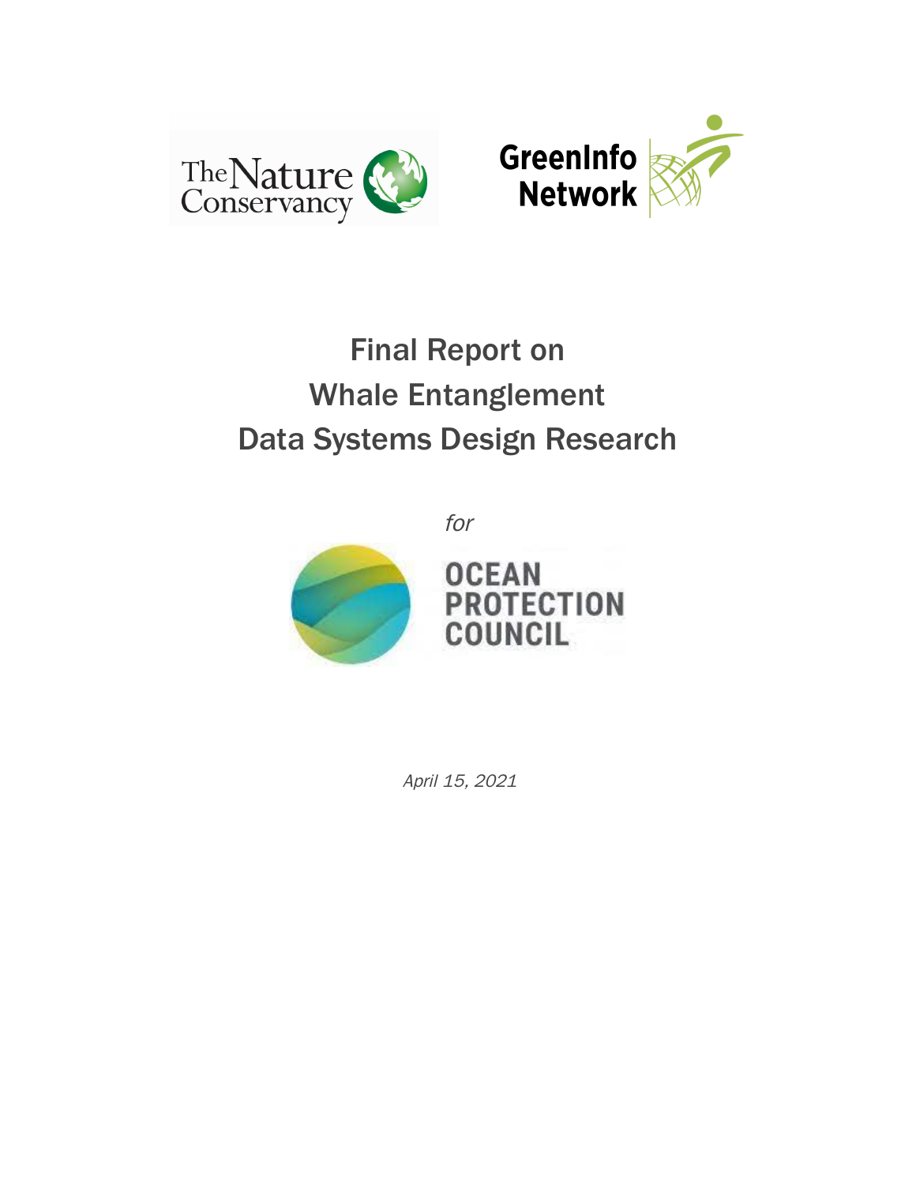The Nature Conservancy

GreenInfo Network

# Final Report on Whale Entanglement Data Systems Design Research

*for*

OCEAN PROTECTION COUNCIL

*April 15, 2021*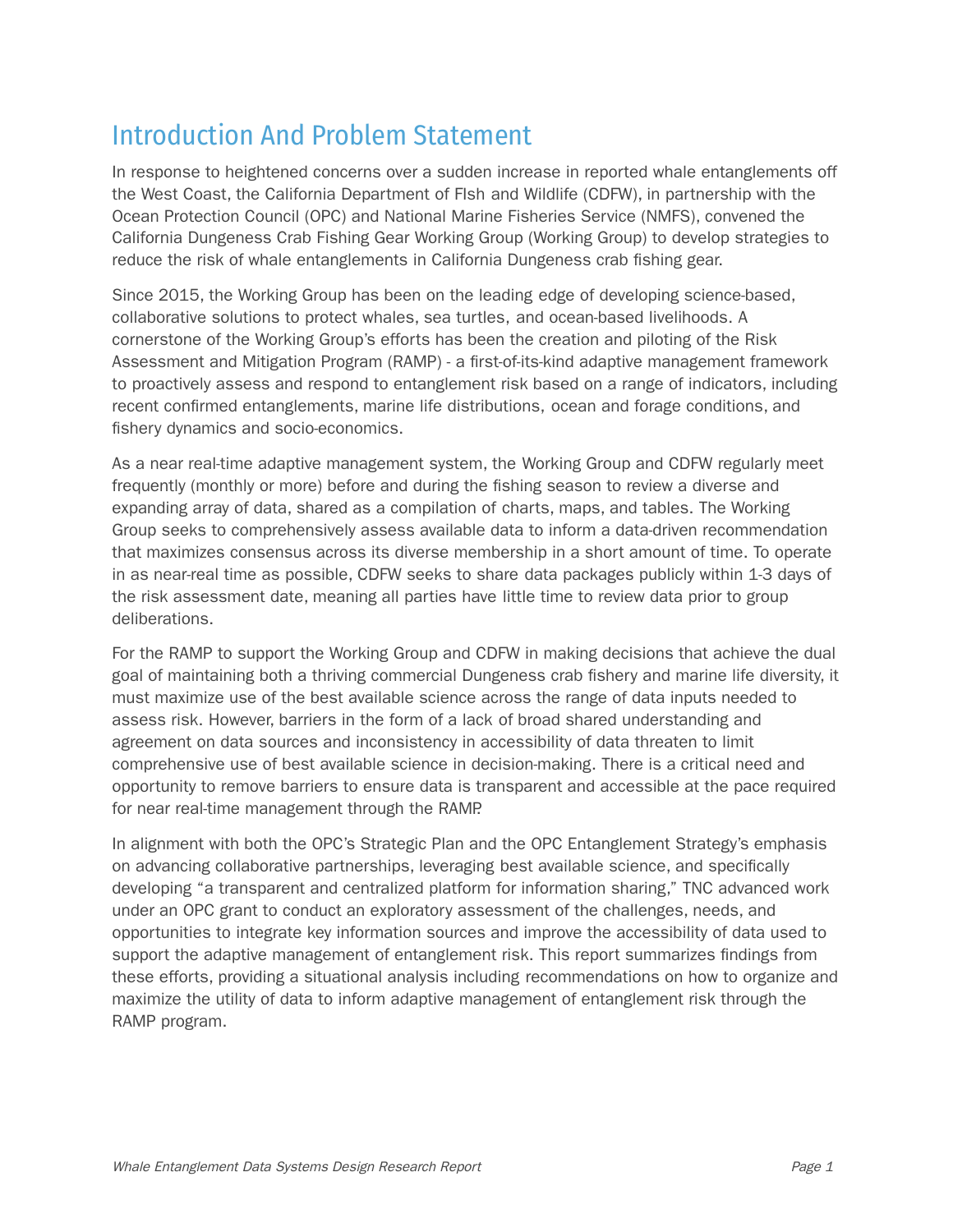# Introduction And Problem Statement

In response to heightened concerns over a sudden increase in reported whale entanglements off the West Coast, the California Department of FIsh and Wildlife (CDFW), in partnership with the Ocean Protection Council (OPC) and National Marine Fisheries Service (NMFS), convened the California Dungeness Crab Fishing Gear Working Group (Working Group) to develop strategies to reduce the risk of whale entanglements in California Dungeness crab fishing gear.

Since 2015, the Working Group has been on the leading edge of developing science-based, collaborative solutions to protect whales, sea turtles, and ocean-based livelihoods. A cornerstone of the Working Group's efforts has been the creation and piloting of the Risk Assessment and Mitigation Program (RAMP) - a first-of-its-kind adaptive management framework to proactively assess and respond to entanglement risk based on a range of indicators, including recent confirmed entanglements, marine life distributions, ocean and forage conditions, and fishery dynamics and socio-economics.

As a near real-time adaptive management system, the Working Group and CDFW regularly meet frequently (monthly or more) before and during the fishing season to review a diverse and expanding array of data, shared as a compilation of charts, maps, and tables. The Working Group seeks to comprehensively assess available data to inform a data-driven recommendation that maximizes consensus across its diverse membership in a short amount of time. To operate in as near-real time as possible, CDFW seeks to share data packages publicly within 1-3 days of the risk assessment date, meaning all parties have little time to review data prior to group deliberations.

For the RAMP to support the Working Group and CDFW in making decisions that achieve the dual goal of maintaining both a thriving commercial Dungeness crab fishery and marine life diversity, it must maximize use of the best available science across the range of data inputs needed to assess risk. However, barriers in the form of a lack of broad shared understanding and agreement on data sources and inconsistency in accessibility of data threaten to limit comprehensive use of best available science in decision-making. There is a critical need and opportunity to remove barriers to ensure data is transparent and accessible at the pace required for near real-time management through the RAMP.

In alignment with both the OPC's Strategic Plan and the OPC Entanglement Strategy's emphasis on advancing collaborative partnerships, leveraging best available science, and specifically developing "a transparent and centralized platform for information sharing," TNC advanced work under an OPC grant to conduct an exploratory assessment of the challenges, needs, and opportunities to integrate key information sources and improve the accessibility of data used to support the adaptive management of entanglement risk. This report summarizes findings from these efforts, providing a situational analysis including recommendations on how to organize and maximize the utility of data to inform adaptive management of entanglement risk through the RAMP program.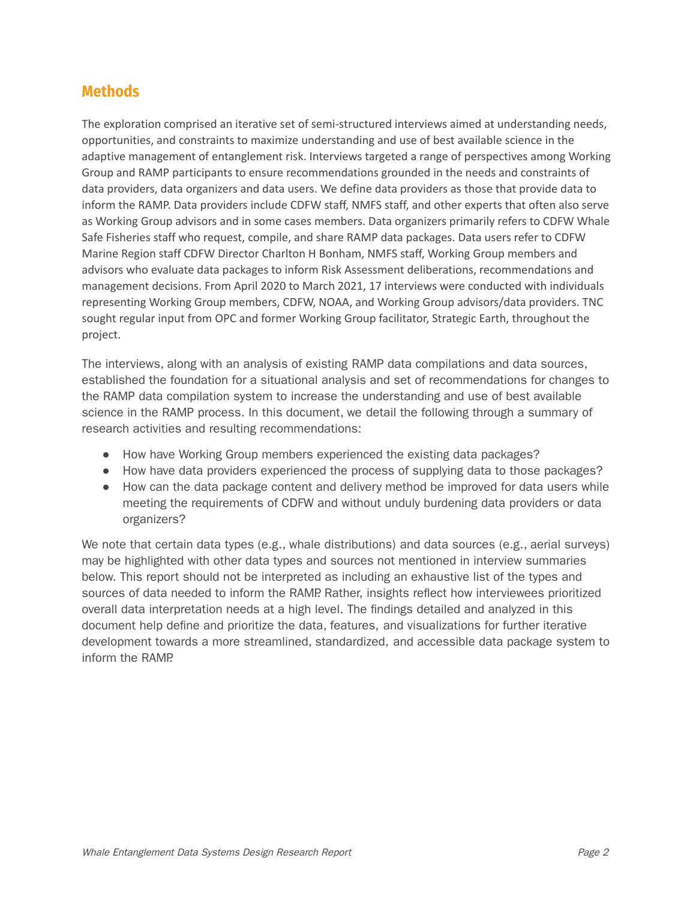## Methods

The exploration comprised an iterative set of semi-structured interviews aimed at understanding needs, opportunities, and constraints to maximize understanding and use of best available science in the adaptive management of entanglement risk. Interviews targeted a range of perspectives among Working Group and RAMP participants to ensure recommendations grounded in the needs and constraints of data providers, data organizers and data users. We define data providers as those that provide data to inform the RAMP. Data providers include CDFW staff, NMFS staff, and other experts that often also serve as Working Group advisors and in some cases members. Data organizers primarily refers to CDFW Whale Safe Fisheries staff who request, compile, and share RAMP data packages. Data users refer to CDFW Marine Region staff CDFW Director Charlton H Bonham, NMFS staff, Working Group members and advisors who evaluate data packages to inform Risk Assessment deliberations, recommendations and management decisions. From April 2020 to March 2021, 17 interviews were conducted with individuals representing Working Group members, CDFW, NOAA, and Working Group advisors/data providers. TNC sought regular input from OPC and former Working Group facilitator, Strategic Earth, throughout the project.

The interviews, along with an analysis of existing RAMP data compilations and data sources, established the foundation for a situational analysis and set of recommendations for changes to the RAMP data compilation system to increase the understanding and use of best available science in the RAMP process. In this document, we detail the following through a summary of research activities and resulting recommendations:

- How have Working Group members experienced the existing data packages?
- How have data providers experienced the process of supplying data to those packages?
- How can the data package content and delivery method be improved for data users while meeting the requirements of CDFW and without unduly burdening data providers or data organizers?

We note that certain data types (e.g., whale distributions) and data sources (e.g., aerial surveys) may be highlighted with other data types and sources not mentioned in interview summaries below. This report should not be interpreted as including an exhaustive list of the types and sources of data needed to inform the RAMP. Rather, insights reflect how interviewees prioritized overall data interpretation needs at a high level. The findings detailed and analyzed in this document help define and prioritize the data, features, and visualizations for further iterative development towards a more streamlined, standardized, and accessible data package system to inform the RAMP.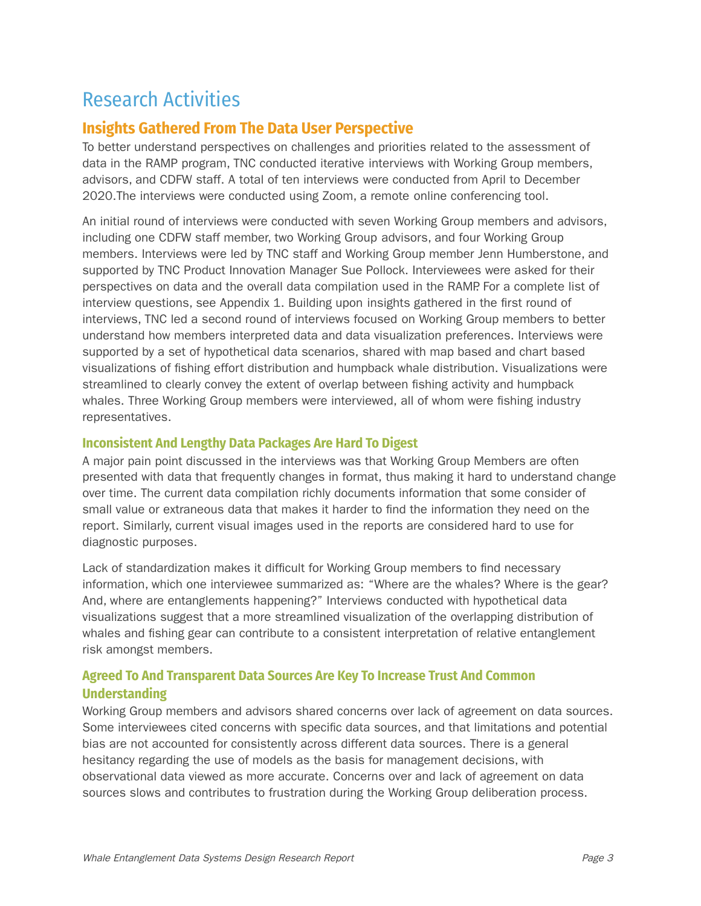# Research Activities

## Insights Gathered From The Data User Perspective

To better understand perspectives on challenges and priorities related to the assessment of data in the RAMP program, TNC conducted iterative interviews with Working Group members, advisors, and CDFW staff. A total of ten interviews were conducted from April to December 2020.The interviews were conducted using Zoom, a remote online conferencing tool.

An initial round of interviews were conducted with seven Working Group members and advisors, including one CDFW staff member, two Working Group advisors, and four Working Group members. Interviews were led by TNC staff and Working Group member Jenn Humberstone, and supported by TNC Product Innovation Manager Sue Pollock. Interviewees were asked for their perspectives on data and the overall data compilation used in the RAMP. For a complete list of interview questions, see Appendix 1. Building upon insights gathered in the first round of interviews, TNC led a second round of interviews focused on Working Group members to better understand how members interpreted data and data visualization preferences. Interviews were supported by a set of hypothetical data scenarios, shared with map based and chart based visualizations of fishing effort distribution and humpback whale distribution. Visualizations were streamlined to clearly convey the extent of overlap between fishing activity and humpback whales. Three Working Group members were interviewed, all of whom were fishing industry representatives.

### Inconsistent And Lengthy Data Packages Are Hard To Digest

A major pain point discussed in the interviews was that Working Group Members are often presented with data that frequently changes in format, thus making it hard to understand change over time. The current data compilation richly documents information that some consider of small value or extraneous data that makes it harder to find the information they need on the report. Similarly, current visual images used in the reports are considered hard to use for diagnostic purposes.

Lack of standardization makes it difficult for Working Group members to find necessary information, which one interviewee summarized as: "Where are the whales? Where is the gear? And, where are entanglements happening?" Interviews conducted with hypothetical data visualizations suggest that a more streamlined visualization of the overlapping distribution of whales and fishing gear can contribute to a consistent interpretation of relative entanglement risk amongst members.

### Agreed To And Transparent Data Sources Are Key To Increase Trust And Common Understanding

Working Group members and advisors shared concerns over lack of agreement on data sources. Some interviewees cited concerns with specific data sources, and that limitations and potential bias are not accounted for consistently across different data sources. There is a general hesitancy regarding the use of models as the basis for management decisions, with observational data viewed as more accurate. Concerns over and lack of agreement on data sources slows and contributes to frustration during the Working Group deliberation process.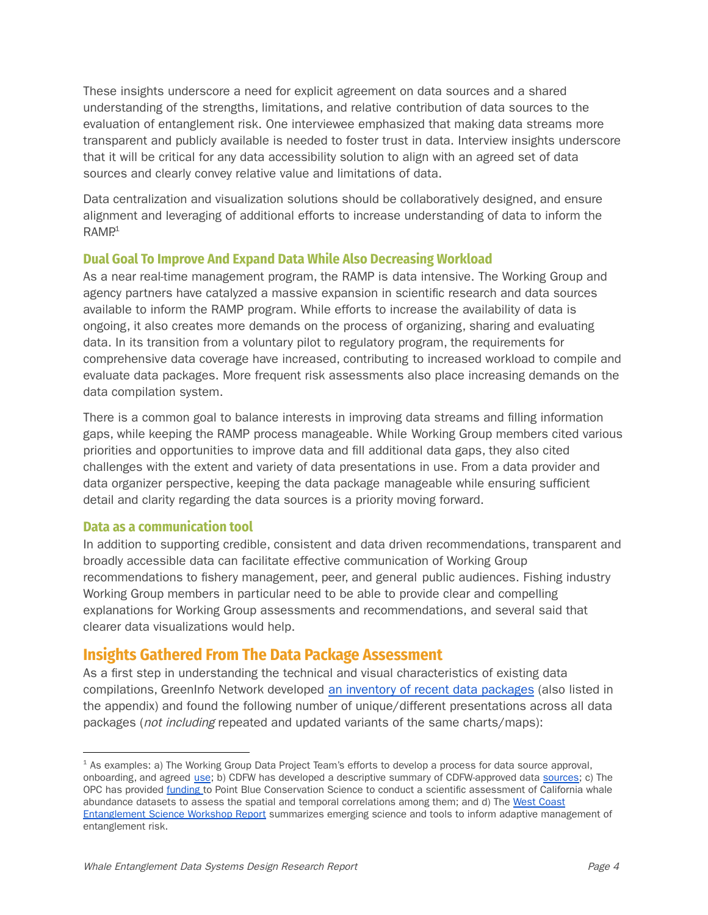These insights underscore a need for explicit agreement on data sources and a shared understanding of the strengths, limitations, and relative contribution of data sources to the evaluation of entanglement risk. One interviewee emphasized that making data streams more transparent and publicly available is needed to foster trust in data. Interview insights underscore that it will be critical for any data accessibility solution to align with an agreed set of data sources and clearly convey relative value and limitations of data.

Data centralization and visualization solutions should be collaboratively designed, and ensure alignment and leveraging of additional efforts to increase understanding of data to inform the RAMP.[1]

### Dual Goal To Improve And Expand Data While Also Decreasing Workload

As a near real-time management program, the RAMP is data intensive. The Working Group and agency partners have catalyzed a massive expansion in scientific research and data sources available to inform the RAMP program. While efforts to increase the availability of data is ongoing, it also creates more demands on the process of organizing, sharing and evaluating data. In its transition from a voluntary pilot to regulatory program, the requirements for comprehensive data coverage have increased, contributing to increased workload to compile and evaluate data packages. More frequent risk assessments also place increasing demands on the data compilation system.

There is a common goal to balance interests in improving data streams and filling information gaps, while keeping the RAMP process manageable. While Working Group members cited various priorities and opportunities to improve data and fill additional data gaps, they also cited challenges with the extent and variety of data presentations in use. From a data provider and data organizer perspective, keeping the data package manageable while ensuring sufficient detail and clarity regarding the data sources is a priority moving forward.

### Data as a communication tool

In addition to supporting credible, consistent and data driven recommendations, transparent and broadly accessible data can facilitate effective communication of Working Group recommendations to fishery management, peer, and general public audiences. Fishing industry Working Group members in particular need to be able to provide clear and compelling explanations for Working Group assessments and recommendations, and several said that clearer data visualizations would help.

## Insights Gathered From The Data Package Assessment

As a first step in understanding the technical and visual characteristics of existing data compilations, GreenInfo Network developed an inventory of recent data packages (also listed in the appendix) and found the following number of unique/different presentations across all data packages (*not including* repeated and updated variants of the same charts/maps):

---

[1] As examples: a) The Working Group Data Project Team's efforts to develop a process for data source approval, onboarding, and agreed use; b) CDFW has developed a descriptive summary of CDFW-approved data sources; c) The OPC has provided funding to Point Blue Conservation Science to conduct a scientific assessment of California whale abundance datasets to assess the spatial and temporal correlations among them; and d) The West Coast Entanglement Science Workshop Report summarizes emerging science and tools to inform adaptive management of entanglement risk.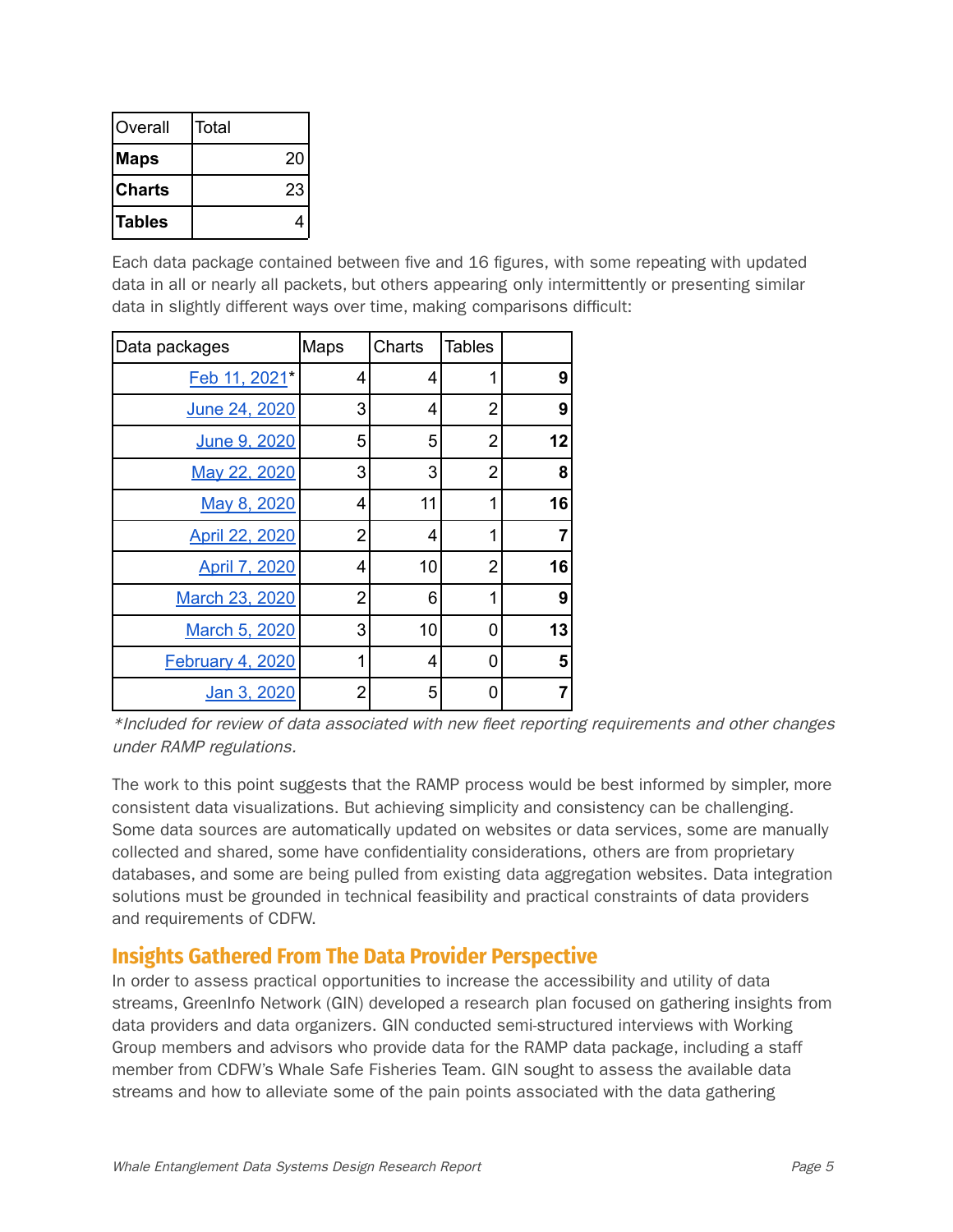| Overall | Total |
| --- | --- |
| **Maps** | 20 |
| **Charts** | 23 |
| **Tables** | 4 |

Each data package contained between five and 16 figures, with some repeating with updated data in all or nearly all packets, but others appearing only intermittently or presenting similar data in slightly different ways over time, making comparisons difficult:

| Data packages | Maps | Charts | Tables | |
| --- | --- | --- | --- | --- |
| Feb 11, 2021* | 4 | 4 | 1 | **9** |
| June 24, 2020 | 3 | 4 | 2 | **9** |
| June 9, 2020 | 5 | 5 | 2 | **12** |
| May 22, 2020 | 3 | 3 | 2 | **8** |
| May 8, 2020 | 4 | 11 | 1 | **16** |
| April 22, 2020 | 2 | 4 | 1 | **7** |
| April 7, 2020 | 4 | 10 | 2 | **16** |
| March 23, 2020 | 2 | 6 | 1 | **9** |
| March 5, 2020 | 3 | 10 | 0 | **13** |
| February 4, 2020 | 1 | 4 | 0 | **5** |
| Jan 3, 2020 | 2 | 5 | 0 | **7** |

*\*Included for review of data associated with new fleet reporting requirements and other changes under RAMP regulations.*

The work to this point suggests that the RAMP process would be best informed by simpler, more consistent data visualizations. But achieving simplicity and consistency can be challenging. Some data sources are automatically updated on websites or data services, some are manually collected and shared, some have confidentiality considerations, others are from proprietary databases, and some are being pulled from existing data aggregation websites. Data integration solutions must be grounded in technical feasibility and practical constraints of data providers and requirements of CDFW.

## Insights Gathered From The Data Provider Perspective

In order to assess practical opportunities to increase the accessibility and utility of data streams, GreenInfo Network (GIN) developed a research plan focused on gathering insights from data providers and data organizers. GIN conducted semi-structured interviews with Working Group members and advisors who provide data for the RAMP data package, including a staff member from CDFW's Whale Safe Fisheries Team. GIN sought to assess the available data streams and how to alleviate some of the pain points associated with the data gathering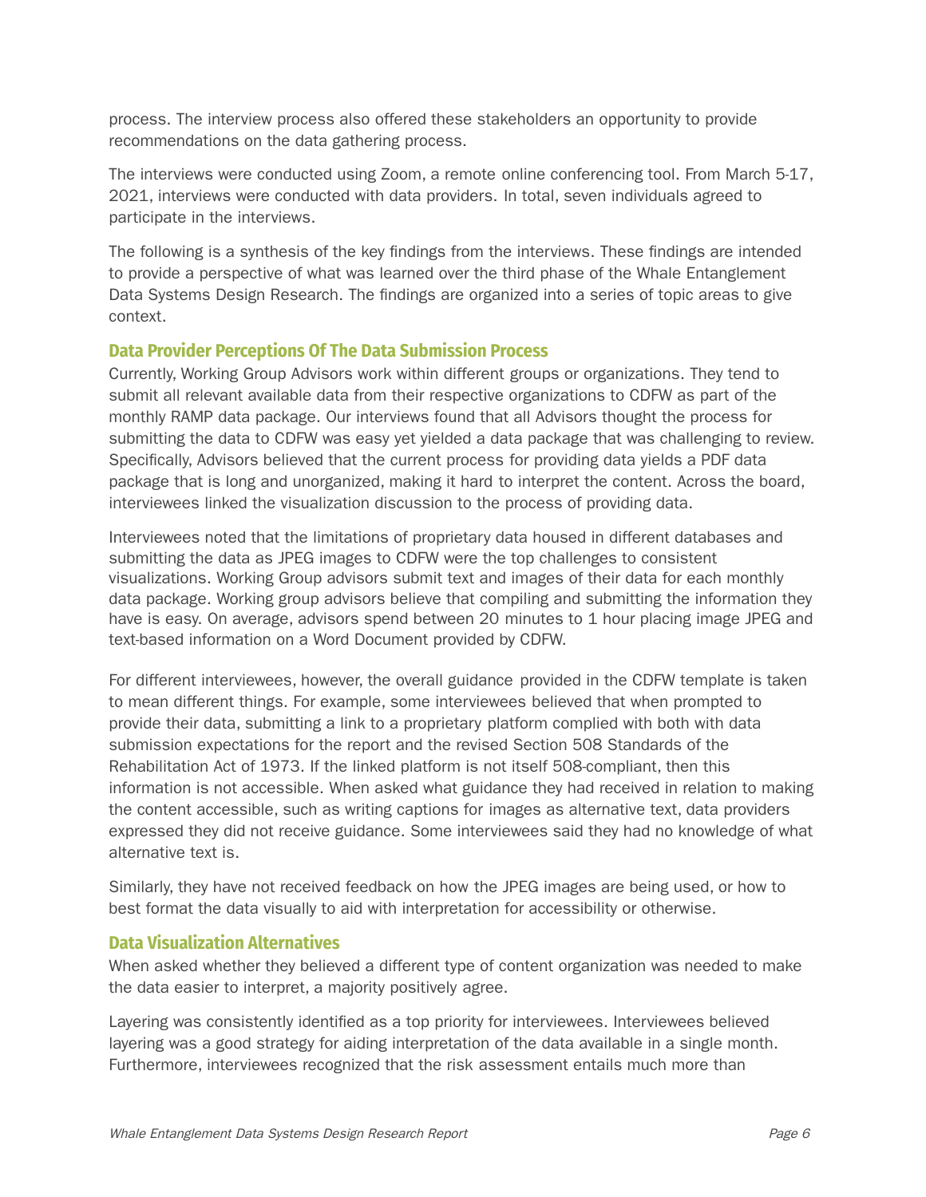process. The interview process also offered these stakeholders an opportunity to provide recommendations on the data gathering process.

The interviews were conducted using Zoom, a remote online conferencing tool. From March 5-17, 2021, interviews were conducted with data providers. In total, seven individuals agreed to participate in the interviews.

The following is a synthesis of the key findings from the interviews. These findings are intended to provide a perspective of what was learned over the third phase of the Whale Entanglement Data Systems Design Research. The findings are organized into a series of topic areas to give context.

### Data Provider Perceptions Of The Data Submission Process

Currently, Working Group Advisors work within different groups or organizations. They tend to submit all relevant available data from their respective organizations to CDFW as part of the monthly RAMP data package. Our interviews found that all Advisors thought the process for submitting the data to CDFW was easy yet yielded a data package that was challenging to review. Specifically, Advisors believed that the current process for providing data yields a PDF data package that is long and unorganized, making it hard to interpret the content. Across the board, interviewees linked the visualization discussion to the process of providing data.

Interviewees noted that the limitations of proprietary data housed in different databases and submitting the data as JPEG images to CDFW were the top challenges to consistent visualizations. Working Group advisors submit text and images of their data for each monthly data package. Working group advisors believe that compiling and submitting the information they have is easy. On average, advisors spend between 20 minutes to 1 hour placing image JPEG and text-based information on a Word Document provided by CDFW.

For different interviewees, however, the overall guidance provided in the CDFW template is taken to mean different things. For example, some interviewees believed that when prompted to provide their data, submitting a link to a proprietary platform complied with both with data submission expectations for the report and the revised Section 508 Standards of the Rehabilitation Act of 1973. If the linked platform is not itself 508-compliant, then this information is not accessible. When asked what guidance they had received in relation to making the content accessible, such as writing captions for images as alternative text, data providers expressed they did not receive guidance. Some interviewees said they had no knowledge of what alternative text is.

Similarly, they have not received feedback on how the JPEG images are being used, or how to best format the data visually to aid with interpretation for accessibility or otherwise.

### Data Visualization Alternatives

When asked whether they believed a different type of content organization was needed to make the data easier to interpret, a majority positively agree.

Layering was consistently identified as a top priority for interviewees. Interviewees believed layering was a good strategy for aiding interpretation of the data available in a single month. Furthermore, interviewees recognized that the risk assessment entails much more than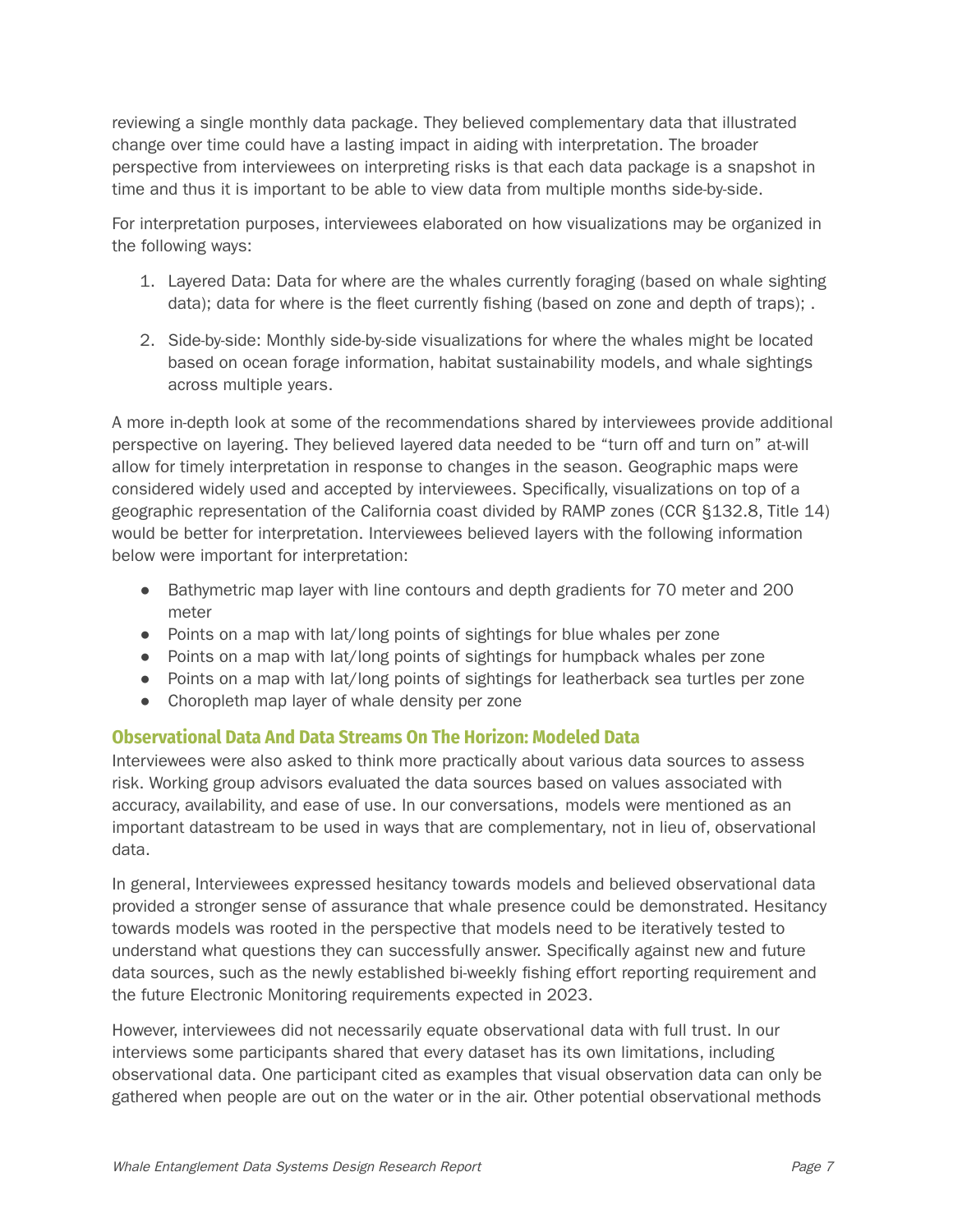reviewing a single monthly data package. They believed complementary data that illustrated change over time could have a lasting impact in aiding with interpretation. The broader perspective from interviewees on interpreting risks is that each data package is a snapshot in time and thus it is important to be able to view data from multiple months side-by-side.

For interpretation purposes, interviewees elaborated on how visualizations may be organized in the following ways:

1. Layered Data: Data for where are the whales currently foraging (based on whale sighting data); data for where is the fleet currently fishing (based on zone and depth of traps); .
2. Side-by-side: Monthly side-by-side visualizations for where the whales might be located based on ocean forage information, habitat sustainability models, and whale sightings across multiple years.

A more in-depth look at some of the recommendations shared by interviewees provide additional perspective on layering. They believed layered data needed to be "turn off and turn on" at-will allow for timely interpretation in response to changes in the season. Geographic maps were considered widely used and accepted by interviewees. Specifically, visualizations on top of a geographic representation of the California coast divided by RAMP zones (CCR §132.8, Title 14) would be better for interpretation. Interviewees believed layers with the following information below were important for interpretation:

- Bathymetric map layer with line contours and depth gradients for 70 meter and 200 meter
- Points on a map with lat/long points of sightings for blue whales per zone
- Points on a map with lat/long points of sightings for humpback whales per zone
- Points on a map with lat/long points of sightings for leatherback sea turtles per zone
- Choropleth map layer of whale density per zone

### Observational Data And Data Streams On The Horizon: Modeled Data

Interviewees were also asked to think more practically about various data sources to assess risk. Working group advisors evaluated the data sources based on values associated with accuracy, availability, and ease of use. In our conversations, models were mentioned as an important datastream to be used in ways that are complementary, not in lieu of, observational data.

In general, Interviewees expressed hesitancy towards models and believed observational data provided a stronger sense of assurance that whale presence could be demonstrated. Hesitancy towards models was rooted in the perspective that models need to be iteratively tested to understand what questions they can successfully answer. Specifically against new and future data sources, such as the newly established bi-weekly fishing effort reporting requirement and the future Electronic Monitoring requirements expected in 2023.

However, interviewees did not necessarily equate observational data with full trust. In our interviews some participants shared that every dataset has its own limitations, including observational data. One participant cited as examples that visual observation data can only be gathered when people are out on the water or in the air. Other potential observational methods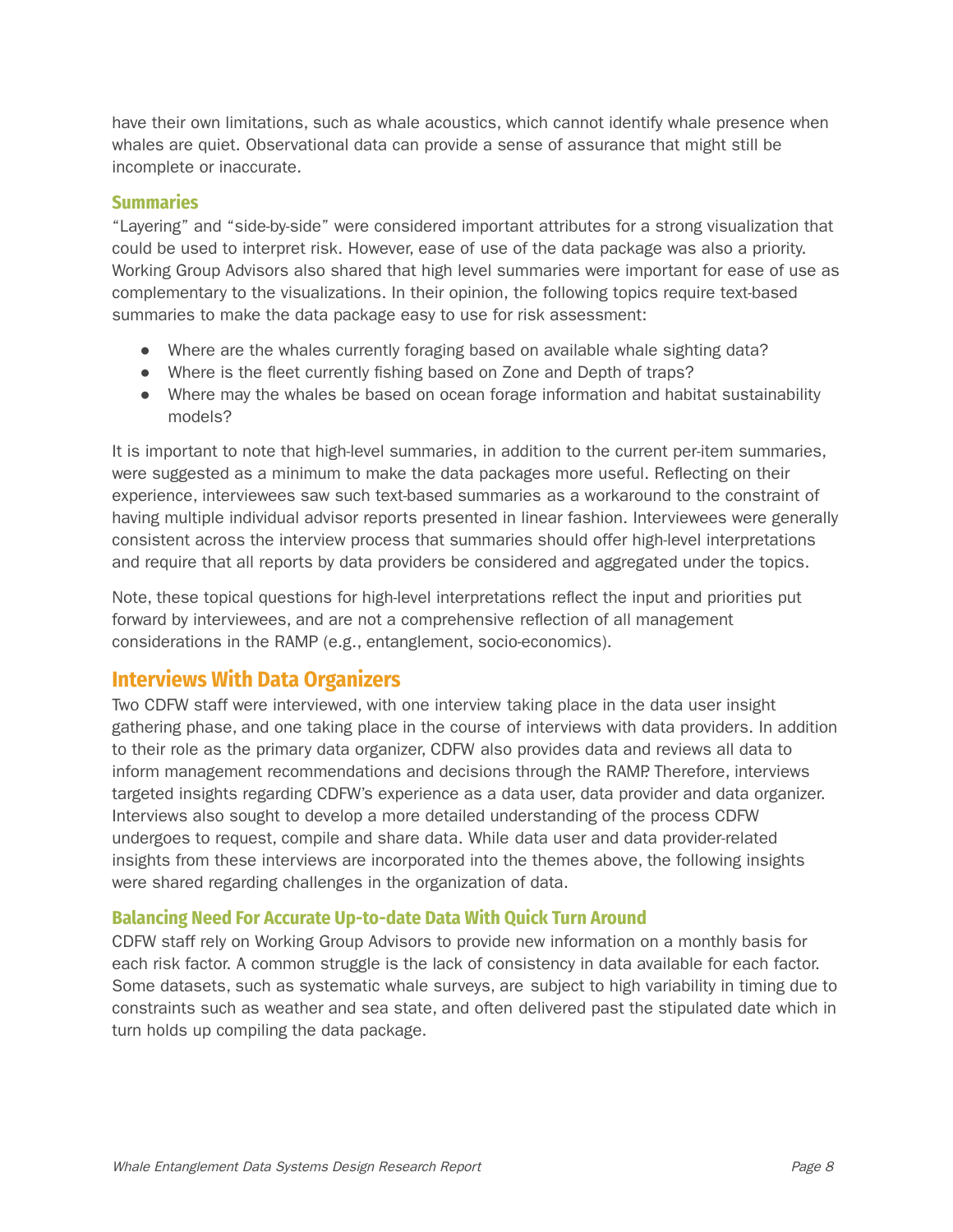have their own limitations, such as whale acoustics, which cannot identify whale presence when whales are quiet. Observational data can provide a sense of assurance that might still be incomplete or inaccurate.

### Summaries

"Layering" and "side-by-side" were considered important attributes for a strong visualization that could be used to interpret risk. However, ease of use of the data package was also a priority. Working Group Advisors also shared that high level summaries were important for ease of use as complementary to the visualizations. In their opinion, the following topics require text-based summaries to make the data package easy to use for risk assessment:

- Where are the whales currently foraging based on available whale sighting data?
- Where is the fleet currently fishing based on Zone and Depth of traps?
- Where may the whales be based on ocean forage information and habitat sustainability models?

It is important to note that high-level summaries, in addition to the current per-item summaries, were suggested as a minimum to make the data packages more useful. Reflecting on their experience, interviewees saw such text-based summaries as a workaround to the constraint of having multiple individual advisor reports presented in linear fashion. Interviewees were generally consistent across the interview process that summaries should offer high-level interpretations and require that all reports by data providers be considered and aggregated under the topics.

Note, these topical questions for high-level interpretations reflect the input and priorities put forward by interviewees, and are not a comprehensive reflection of all management considerations in the RAMP (e.g., entanglement, socio-economics).

## Interviews With Data Organizers

Two CDFW staff were interviewed, with one interview taking place in the data user insight gathering phase, and one taking place in the course of interviews with data providers. In addition to their role as the primary data organizer, CDFW also provides data and reviews all data to inform management recommendations and decisions through the RAMP. Therefore, interviews targeted insights regarding CDFW's experience as a data user, data provider and data organizer. Interviews also sought to develop a more detailed understanding of the process CDFW undergoes to request, compile and share data. While data user and data provider-related insights from these interviews are incorporated into the themes above, the following insights were shared regarding challenges in the organization of data.

### Balancing Need For Accurate Up-to-date Data With Quick Turn Around

CDFW staff rely on Working Group Advisors to provide new information on a monthly basis for each risk factor. A common struggle is the lack of consistency in data available for each factor. Some datasets, such as systematic whale surveys, are subject to high variability in timing due to constraints such as weather and sea state, and often delivered past the stipulated date which in turn holds up compiling the data package.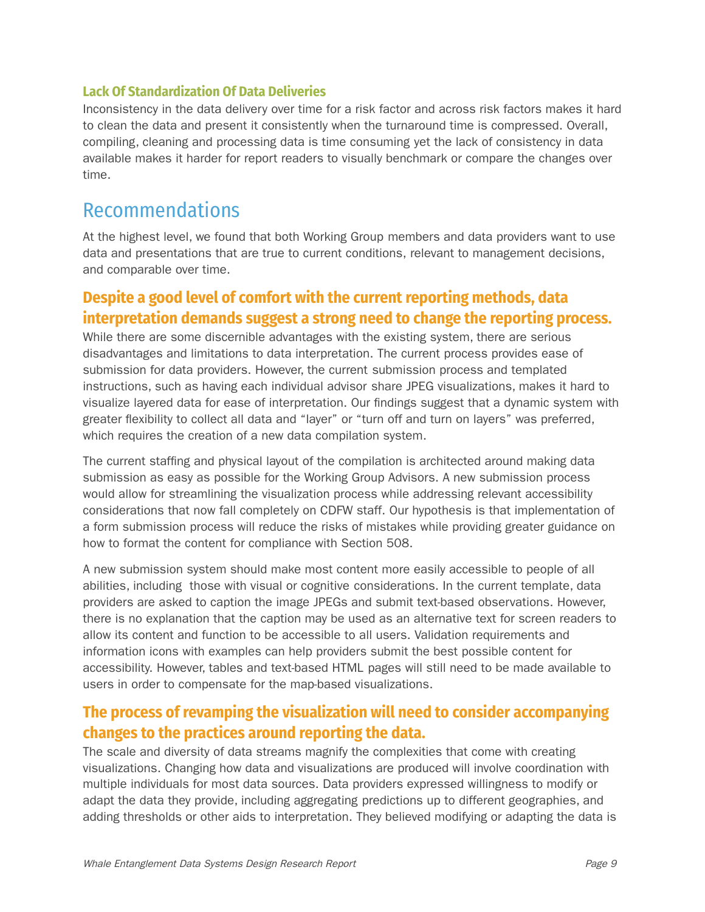### Lack Of Standardization Of Data Deliveries

Inconsistency in the data delivery over time for a risk factor and across risk factors makes it hard to clean the data and present it consistently when the turnaround time is compressed. Overall, compiling, cleaning and processing data is time consuming yet the lack of consistency in data available makes it harder for report readers to visually benchmark or compare the changes over time.

## Recommendations

At the highest level, we found that both Working Group members and data providers want to use data and presentations that are true to current conditions, relevant to management decisions, and comparable over time.

### Despite a good level of comfort with the current reporting methods, data interpretation demands suggest a strong need to change the reporting process.

While there are some discernible advantages with the existing system, there are serious disadvantages and limitations to data interpretation. The current process provides ease of submission for data providers. However, the current submission process and templated instructions, such as having each individual advisor share JPEG visualizations, makes it hard to visualize layered data for ease of interpretation. Our findings suggest that a dynamic system with greater flexibility to collect all data and "layer" or "turn off and turn on layers" was preferred, which requires the creation of a new data compilation system.

The current staffing and physical layout of the compilation is architected around making data submission as easy as possible for the Working Group Advisors. A new submission process would allow for streamlining the visualization process while addressing relevant accessibility considerations that now fall completely on CDFW staff. Our hypothesis is that implementation of a form submission process will reduce the risks of mistakes while providing greater guidance on how to format the content for compliance with Section 508.

A new submission system should make most content more easily accessible to people of all abilities, including those with visual or cognitive considerations. In the current template, data providers are asked to caption the image JPEGs and submit text-based observations. However, there is no explanation that the caption may be used as an alternative text for screen readers to allow its content and function to be accessible to all users. Validation requirements and information icons with examples can help providers submit the best possible content for accessibility. However, tables and text-based HTML pages will still need to be made available to users in order to compensate for the map-based visualizations.

### The process of revamping the visualization will need to consider accompanying changes to the practices around reporting the data.

The scale and diversity of data streams magnify the complexities that come with creating visualizations. Changing how data and visualizations are produced will involve coordination with multiple individuals for most data sources. Data providers expressed willingness to modify or adapt the data they provide, including aggregating predictions up to different geographies, and adding thresholds or other aids to interpretation. They believed modifying or adapting the data is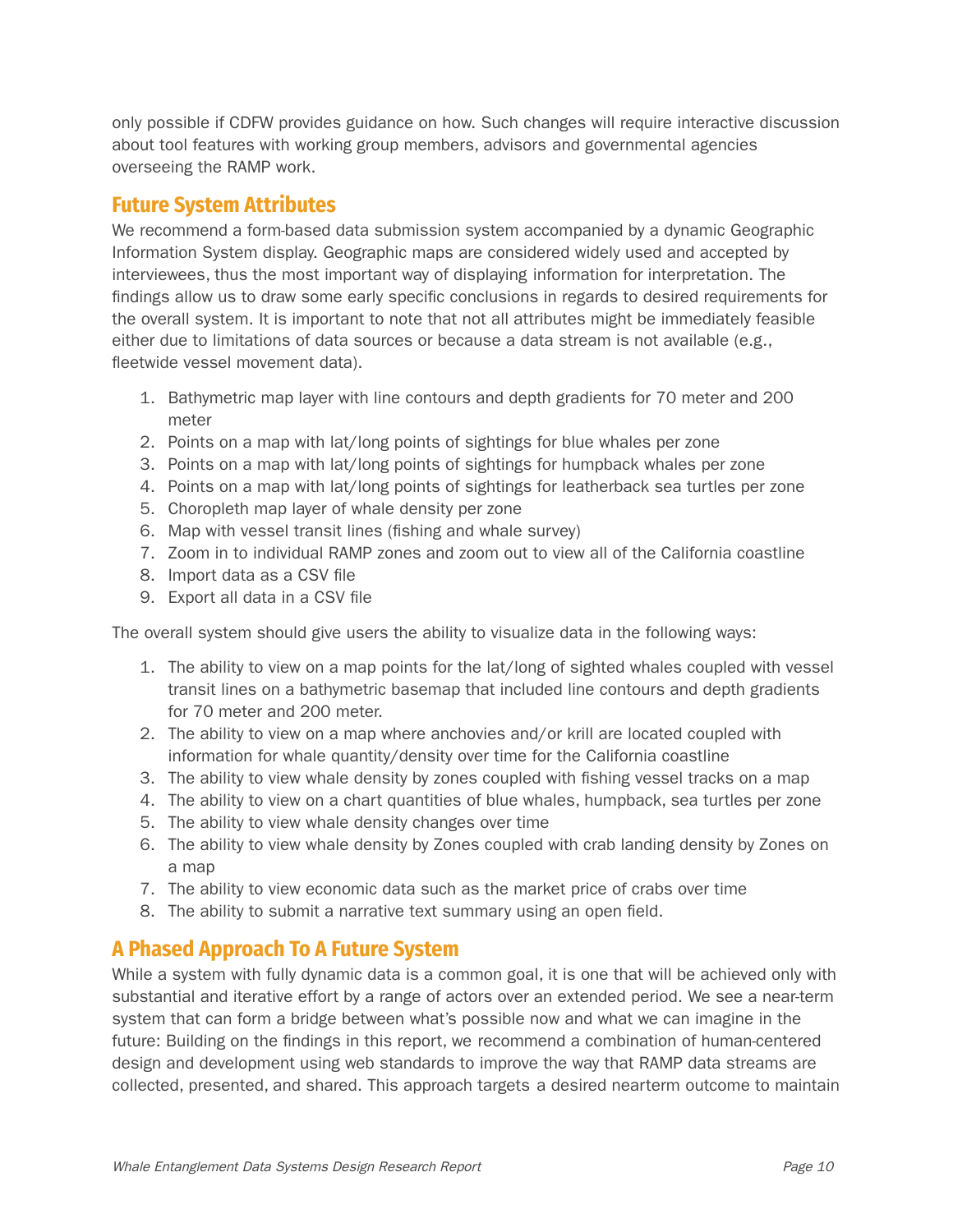only possible if CDFW provides guidance on how. Such changes will require interactive discussion about tool features with working group members, advisors and governmental agencies overseeing the RAMP work.

## Future System Attributes

We recommend a form-based data submission system accompanied by a dynamic Geographic Information System display. Geographic maps are considered widely used and accepted by interviewees, thus the most important way of displaying information for interpretation. The findings allow us to draw some early specific conclusions in regards to desired requirements for the overall system. It is important to note that not all attributes might be immediately feasible either due to limitations of data sources or because a data stream is not available (e.g., fleetwide vessel movement data).

1. Bathymetric map layer with line contours and depth gradients for 70 meter and 200 meter
2. Points on a map with lat/long points of sightings for blue whales per zone
3. Points on a map with lat/long points of sightings for humpback whales per zone
4. Points on a map with lat/long points of sightings for leatherback sea turtles per zone
5. Choropleth map layer of whale density per zone
6. Map with vessel transit lines (fishing and whale survey)
7. Zoom in to individual RAMP zones and zoom out to view all of the California coastline
8. Import data as a CSV file
9. Export all data in a CSV file

The overall system should give users the ability to visualize data in the following ways:

1. The ability to view on a map points for the lat/long of sighted whales coupled with vessel transit lines on a bathymetric basemap that included line contours and depth gradients for 70 meter and 200 meter.
2. The ability to view on a map where anchovies and/or krill are located coupled with information for whale quantity/density over time for the California coastline
3. The ability to view whale density by zones coupled with fishing vessel tracks on a map
4. The ability to view on a chart quantities of blue whales, humpback, sea turtles per zone
5. The ability to view whale density changes over time
6. The ability to view whale density by Zones coupled with crab landing density by Zones on a map
7. The ability to view economic data such as the market price of crabs over time
8. The ability to submit a narrative text summary using an open field.

## A Phased Approach To A Future System

While a system with fully dynamic data is a common goal, it is one that will be achieved only with substantial and iterative effort by a range of actors over an extended period. We see a near-term system that can form a bridge between what's possible now and what we can imagine in the future: Building on the findings in this report, we recommend a combination of human-centered design and development using web standards to improve the way that RAMP data streams are collected, presented, and shared. This approach targets a desired nearterm outcome to maintain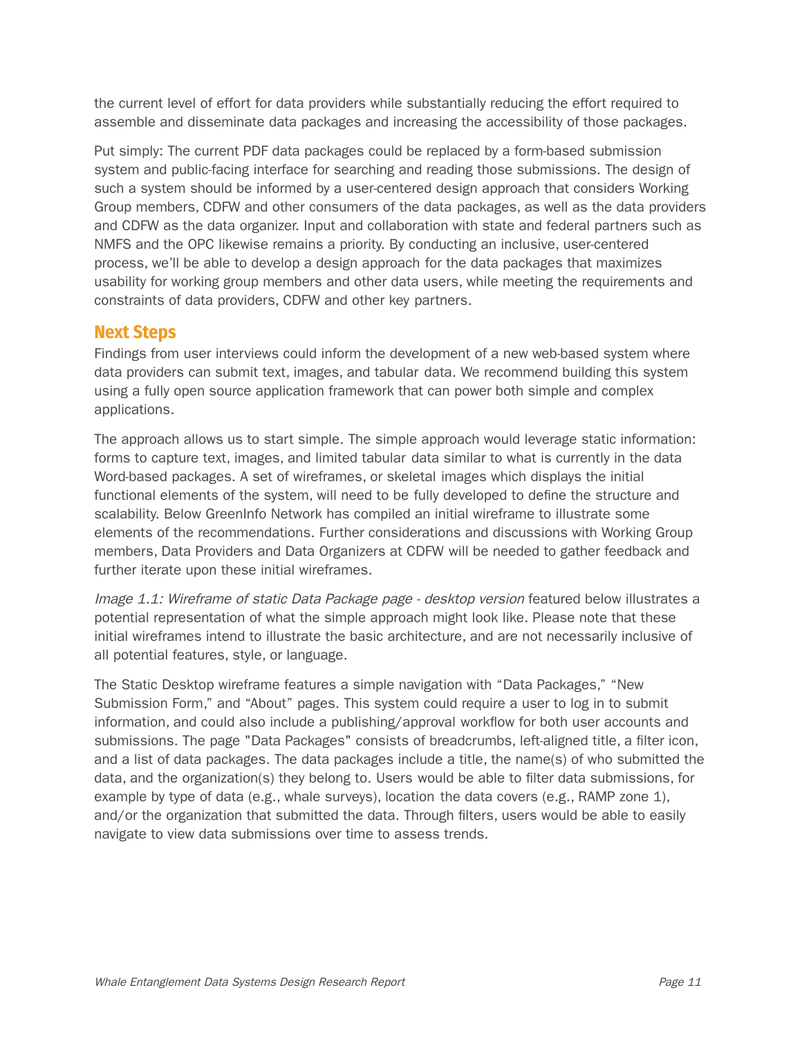the current level of effort for data providers while substantially reducing the effort required to assemble and disseminate data packages and increasing the accessibility of those packages.

Put simply: The current PDF data packages could be replaced by a form-based submission system and public-facing interface for searching and reading those submissions. The design of such a system should be informed by a user-centered design approach that considers Working Group members, CDFW and other consumers of the data packages, as well as the data providers and CDFW as the data organizer. Input and collaboration with state and federal partners such as NMFS and the OPC likewise remains a priority. By conducting an inclusive, user-centered process, we'll be able to develop a design approach for the data packages that maximizes usability for working group members and other data users, while meeting the requirements and constraints of data providers, CDFW and other key partners.

## Next Steps

Findings from user interviews could inform the development of a new web-based system where data providers can submit text, images, and tabular data. We recommend building this system using a fully open source application framework that can power both simple and complex applications.

The approach allows us to start simple. The simple approach would leverage static information: forms to capture text, images, and limited tabular data similar to what is currently in the data Word-based packages. A set of wireframes, or skeletal images which displays the initial functional elements of the system, will need to be fully developed to define the structure and scalability. Below GreenInfo Network has compiled an initial wireframe to illustrate some elements of the recommendations. Further considerations and discussions with Working Group members, Data Providers and Data Organizers at CDFW will be needed to gather feedback and further iterate upon these initial wireframes.

*Image 1.1: Wireframe of static Data Package page - desktop version* featured below illustrates a potential representation of what the simple approach might look like. Please note that these initial wireframes intend to illustrate the basic architecture, and are not necessarily inclusive of all potential features, style, or language.

The Static Desktop wireframe features a simple navigation with "Data Packages," "New Submission Form," and "About" pages. This system could require a user to log in to submit information, and could also include a publishing/approval workflow for both user accounts and submissions. The page "Data Packages" consists of breadcrumbs, left-aligned title, a filter icon, and a list of data packages. The data packages include a title, the name(s) of who submitted the data, and the organization(s) they belong to. Users would be able to filter data submissions, for example by type of data (e.g., whale surveys), location the data covers (e.g., RAMP zone 1), and/or the organization that submitted the data. Through filters, users would be able to easily navigate to view data submissions over time to assess trends.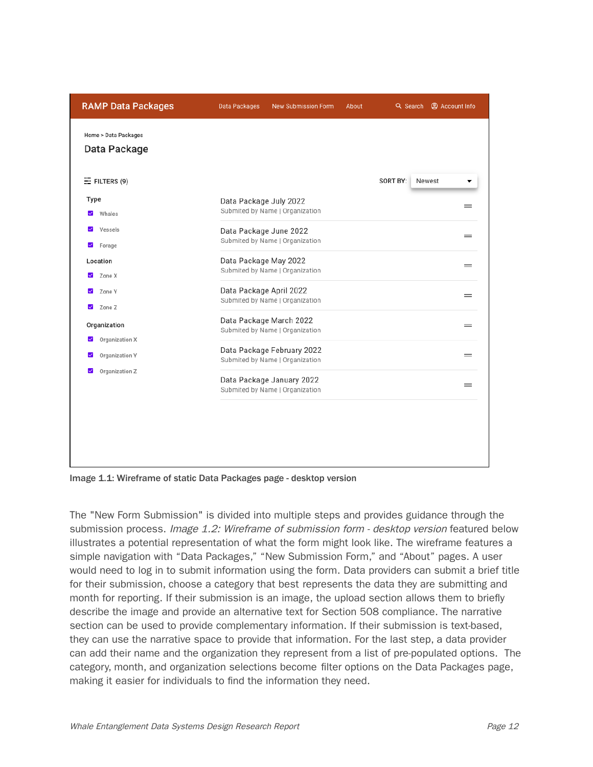Image 1.1: Wireframe of static Data Packages page - desktop version

The "New Form Submission" is divided into multiple steps and provides guidance through the submission process. *Image 1.2: Wireframe of submission form - desktop version* featured below illustrates a potential representation of what the form might look like. The wireframe features a simple navigation with "Data Packages," "New Submission Form," and "About" pages. A user would need to log in to submit information using the form. Data providers can submit a brief title for their submission, choose a category that best represents the data they are submitting and month for reporting. If their submission is an image, the upload section allows them to briefly describe the image and provide an alternative text for Section 508 compliance. The narrative section can be used to provide complementary information. If their submission is text-based, they can use the narrative space to provide that information. For the last step, a data provider can add their name and the organization they represent from a list of pre-populated options. The category, month, and organization selections become filter options on the Data Packages page, making it easier for individuals to find the information they need.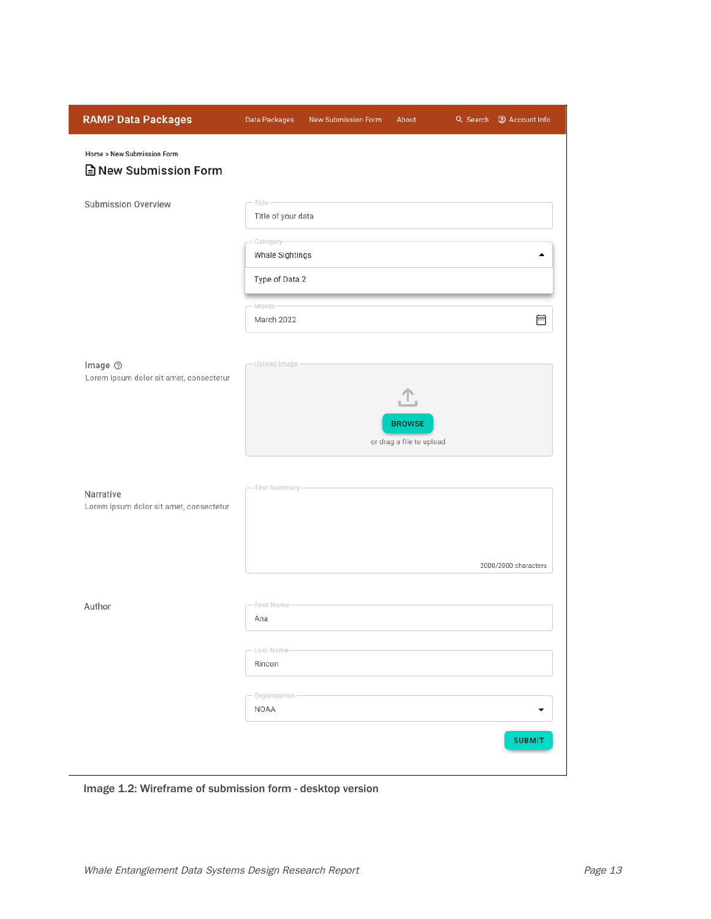RAMP Data Packages

Data Packages | New Submission Form | About | Search | Account Info

Home > New Submission Form

**New Submission Form**

Submission Overview

Title: Title of your data

Category: Whale Sightings

Type of Data 2

Month: March 2022

Image

Lorem ipsum dolor sit amet, consectetur

Upload Image

BROWSE

or drag a file to upload

Narrative

Lorem ipsum dolor sit amet, consectetur

Text Summary

2000/2000 characters

Author

Frist Name: Ana

Last Name: Rincon

Organization: NOAA

SUBMIT

**Image 1.2: Wireframe of submission form - desktop version**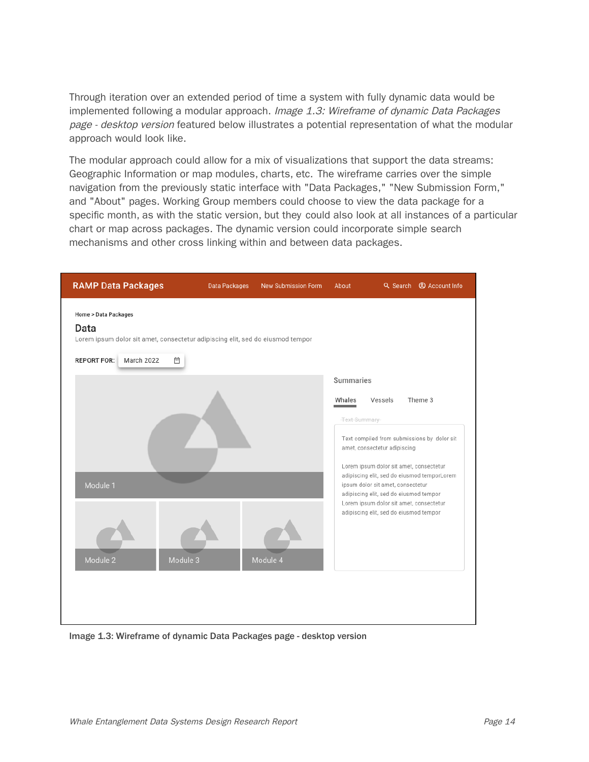Through iteration over an extended period of time a system with fully dynamic data would be implemented following a modular approach. *Image 1.3: Wireframe of dynamic Data Packages page - desktop version* featured below illustrates a potential representation of what the modular approach would look like.

The modular approach could allow for a mix of visualizations that support the data streams: Geographic Information or map modules, charts, etc. The wireframe carries over the simple navigation from the previously static interface with "Data Packages," "New Submission Form," and "About" pages. Working Group members could choose to view the data package for a specific month, as with the static version, but they could also look at all instances of a particular chart or map across packages. The dynamic version could incorporate simple search mechanisms and other cross linking within and between data packages.

**Image 1.3: Wireframe of dynamic Data Packages page - desktop version**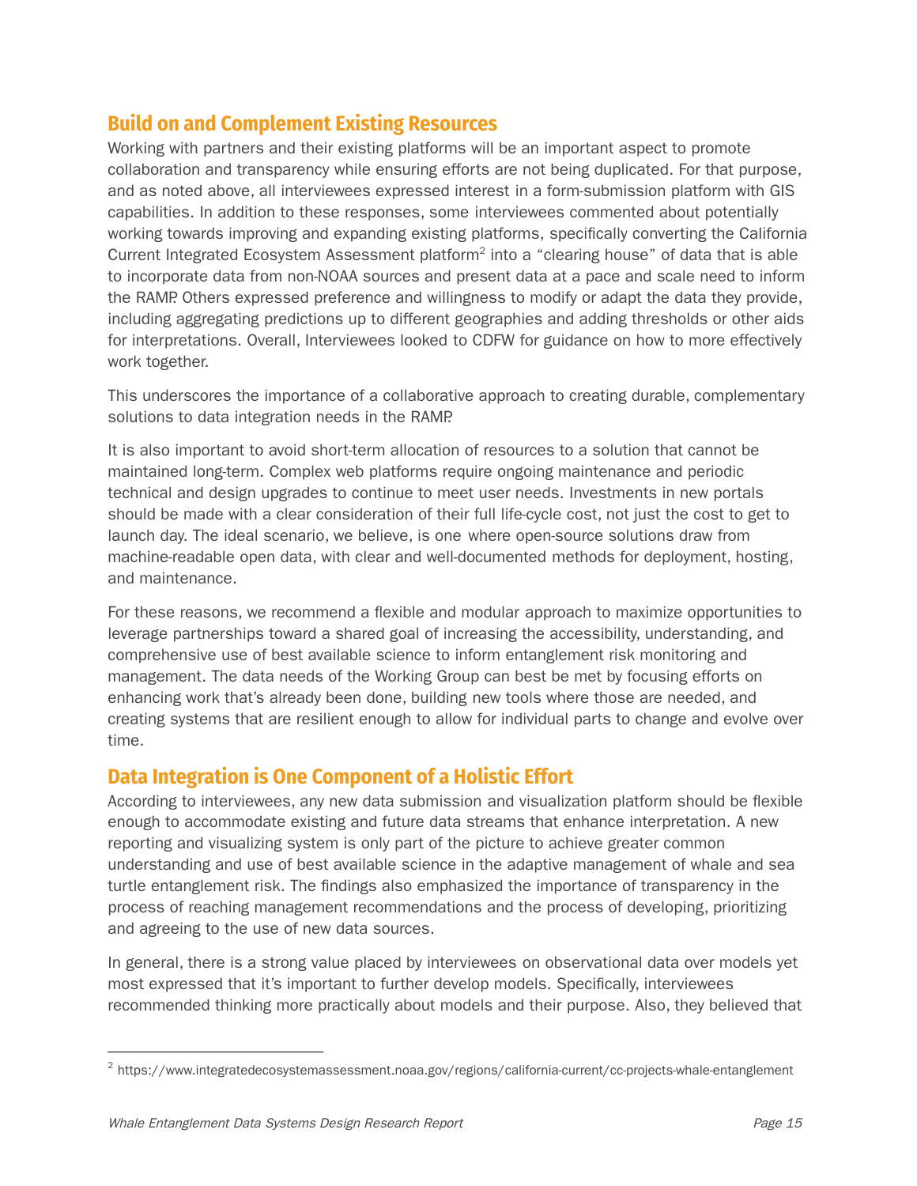## Build on and Complement Existing Resources

Working with partners and their existing platforms will be an important aspect to promote collaboration and transparency while ensuring efforts are not being duplicated. For that purpose, and as noted above, all interviewees expressed interest in a form-submission platform with GIS capabilities. In addition to these responses, some interviewees commented about potentially working towards improving and expanding existing platforms, specifically converting the California Current Integrated Ecosystem Assessment platform[2] into a "clearing house" of data that is able to incorporate data from non-NOAA sources and present data at a pace and scale need to inform the RAMP. Others expressed preference and willingness to modify or adapt the data they provide, including aggregating predictions up to different geographies and adding thresholds or other aids for interpretations. Overall, Interviewees looked to CDFW for guidance on how to more effectively work together.

This underscores the importance of a collaborative approach to creating durable, complementary solutions to data integration needs in the RAMP.

It is also important to avoid short-term allocation of resources to a solution that cannot be maintained long-term. Complex web platforms require ongoing maintenance and periodic technical and design upgrades to continue to meet user needs. Investments in new portals should be made with a clear consideration of their full life-cycle cost, not just the cost to get to launch day. The ideal scenario, we believe, is one where open-source solutions draw from machine-readable open data, with clear and well-documented methods for deployment, hosting, and maintenance.

For these reasons, we recommend a flexible and modular approach to maximize opportunities to leverage partnerships toward a shared goal of increasing the accessibility, understanding, and comprehensive use of best available science to inform entanglement risk monitoring and management. The data needs of the Working Group can best be met by focusing efforts on enhancing work that's already been done, building new tools where those are needed, and creating systems that are resilient enough to allow for individual parts to change and evolve over time.

## Data Integration is One Component of a Holistic Effort

According to interviewees, any new data submission and visualization platform should be flexible enough to accommodate existing and future data streams that enhance interpretation. A new reporting and visualizing system is only part of the picture to achieve greater common understanding and use of best available science in the adaptive management of whale and sea turtle entanglement risk. The findings also emphasized the importance of transparency in the process of reaching management recommendations and the process of developing, prioritizing and agreeing to the use of new data sources.

In general, there is a strong value placed by interviewees on observational data over models yet most expressed that it's important to further develop models. Specifically, interviewees recommended thinking more practically about models and their purpose. Also, they believed that

---

[2] https://www.integratedecosystemassessment.noaa.gov/regions/california-current/cc-projects-whale-entanglement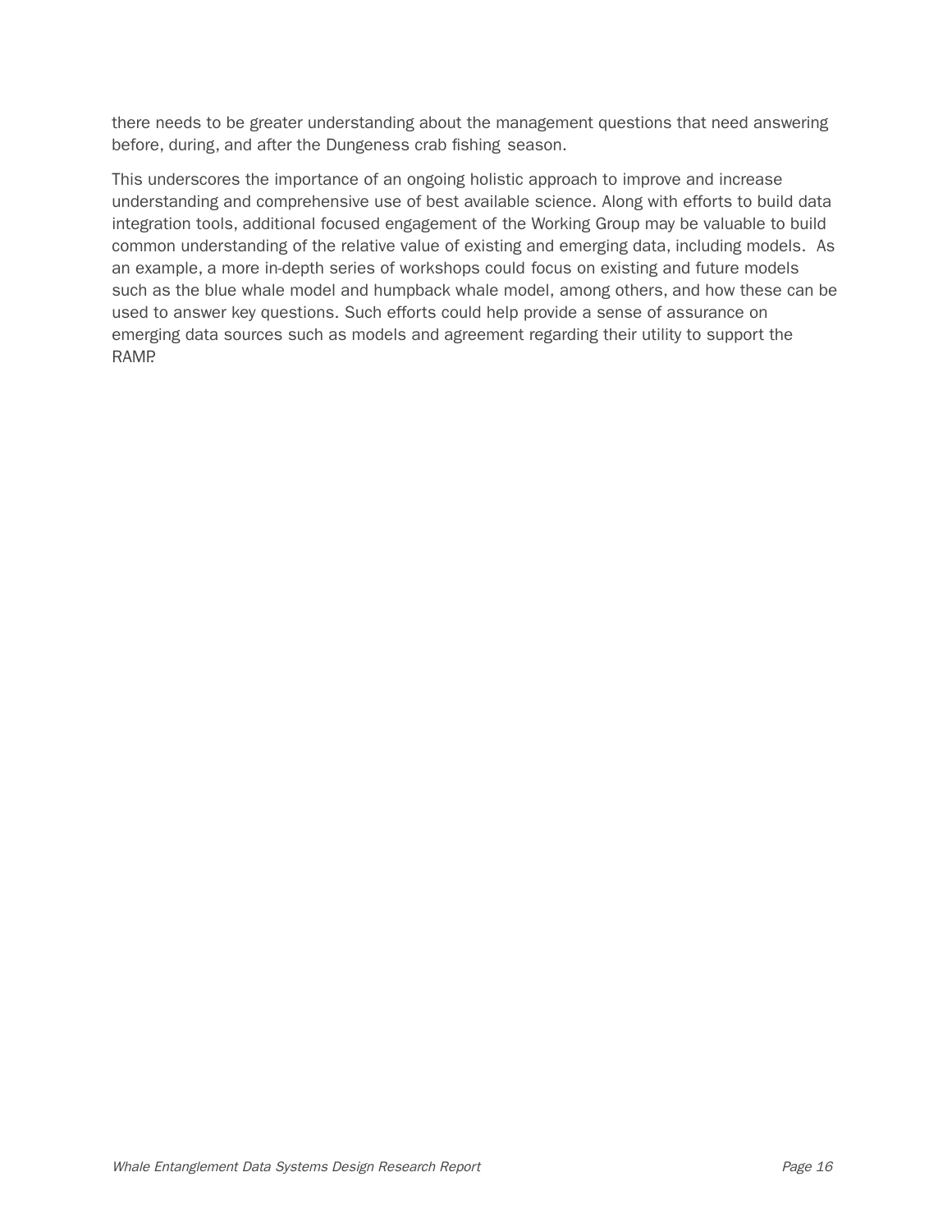there needs to be greater understanding about the management questions that need answering before, during, and after the Dungeness crab fishing season.

This underscores the importance of an ongoing holistic approach to improve and increase understanding and comprehensive use of best available science. Along with efforts to build data integration tools, additional focused engagement of the Working Group may be valuable to build common understanding of the relative value of existing and emerging data, including models. As an example, a more in-depth series of workshops could focus on existing and future models such as the blue whale model and humpback whale model, among others, and how these can be used to answer key questions. Such efforts could help provide a sense of assurance on emerging data sources such as models and agreement regarding their utility to support the RAMP.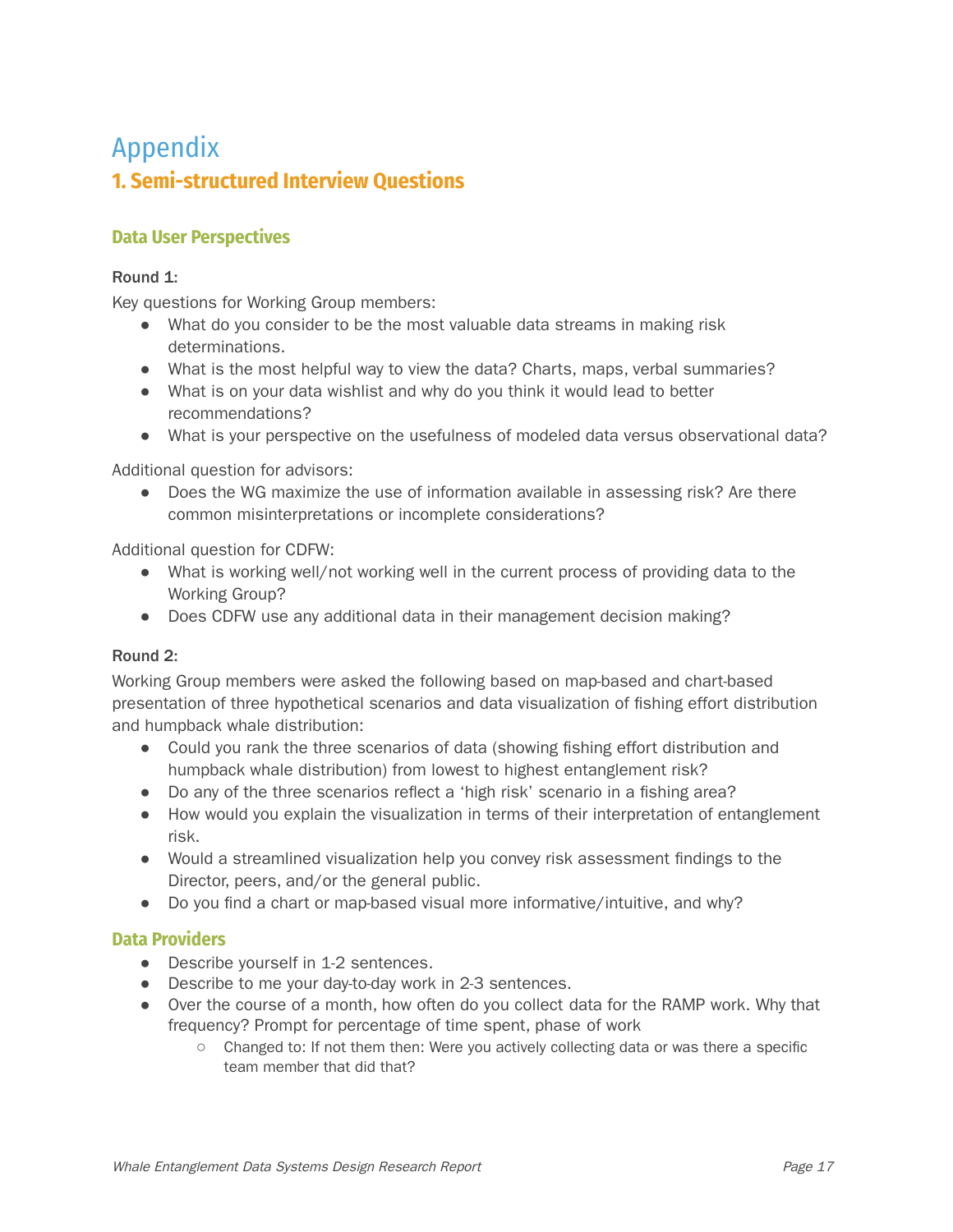# Appendix

## 1. Semi-structured Interview Questions

### Data User Perspectives

**Round 1:**

Key questions for Working Group members:

- What do you consider to be the most valuable data streams in making risk determinations.
- What is the most helpful way to view the data? Charts, maps, verbal summaries?
- What is on your data wishlist and why do you think it would lead to better recommendations?
- What is your perspective on the usefulness of modeled data versus observational data?

Additional question for advisors:

- Does the WG maximize the use of information available in assessing risk? Are there common misinterpretations or incomplete considerations?

Additional question for CDFW:

- What is working well/not working well in the current process of providing data to the Working Group?
- Does CDFW use any additional data in their management decision making?

**Round 2:**

Working Group members were asked the following based on map-based and chart-based presentation of three hypothetical scenarios and data visualization of fishing effort distribution and humpback whale distribution:

- Could you rank the three scenarios of data (showing fishing effort distribution and humpback whale distribution) from lowest to highest entanglement risk?
- Do any of the three scenarios reflect a 'high risk' scenario in a fishing area?
- How would you explain the visualization in terms of their interpretation of entanglement risk.
- Would a streamlined visualization help you convey risk assessment findings to the Director, peers, and/or the general public.
- Do you find a chart or map-based visual more informative/intuitive, and why?

### Data Providers

- Describe yourself in 1-2 sentences.
- Describe to me your day-to-day work in 2-3 sentences.
- Over the course of a month, how often do you collect data for the RAMP work. Why that frequency? Prompt for percentage of time spent, phase of work
  - Changed to: If not them then: Were you actively collecting data or was there a specific team member that did that?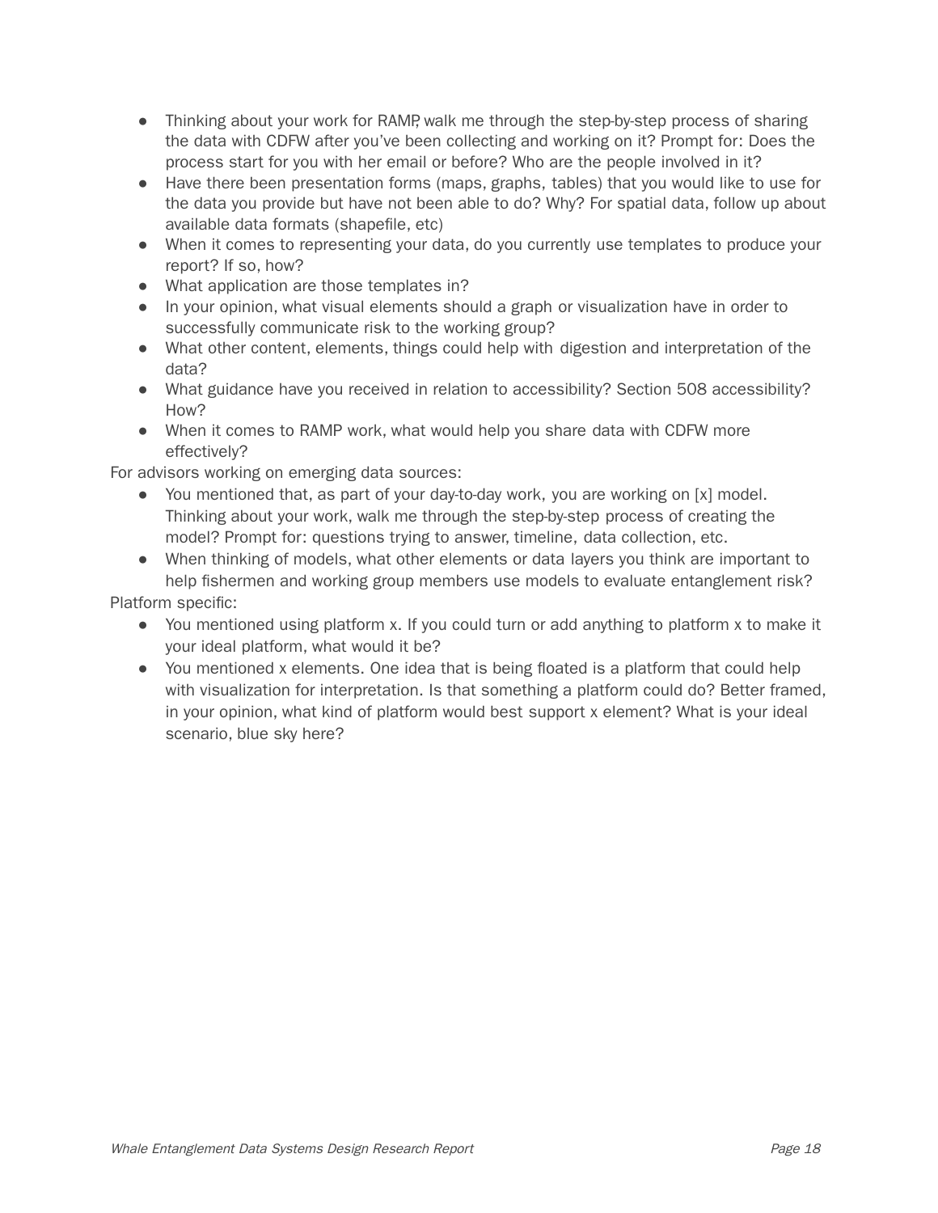- Thinking about your work for RAMP, walk me through the step-by-step process of sharing the data with CDFW after you've been collecting and working on it? Prompt for: Does the process start for you with her email or before? Who are the people involved in it?
- Have there been presentation forms (maps, graphs, tables) that you would like to use for the data you provide but have not been able to do? Why? For spatial data, follow up about available data formats (shapefile, etc)
- When it comes to representing your data, do you currently use templates to produce your report? If so, how?
- What application are those templates in?
- In your opinion, what visual elements should a graph or visualization have in order to successfully communicate risk to the working group?
- What other content, elements, things could help with digestion and interpretation of the data?
- What guidance have you received in relation to accessibility? Section 508 accessibility? How?
- When it comes to RAMP work, what would help you share data with CDFW more effectively?

For advisors working on emerging data sources:

- You mentioned that, as part of your day-to-day work, you are working on [x] model. Thinking about your work, walk me through the step-by-step process of creating the model? Prompt for: questions trying to answer, timeline, data collection, etc.
- When thinking of models, what other elements or data layers you think are important to help fishermen and working group members use models to evaluate entanglement risk?

Platform specific:

- You mentioned using platform x. If you could turn or add anything to platform x to make it your ideal platform, what would it be?
- You mentioned x elements. One idea that is being floated is a platform that could help with visualization for interpretation. Is that something a platform could do? Better framed, in your opinion, what kind of platform would best support x element? What is your ideal scenario, blue sky here?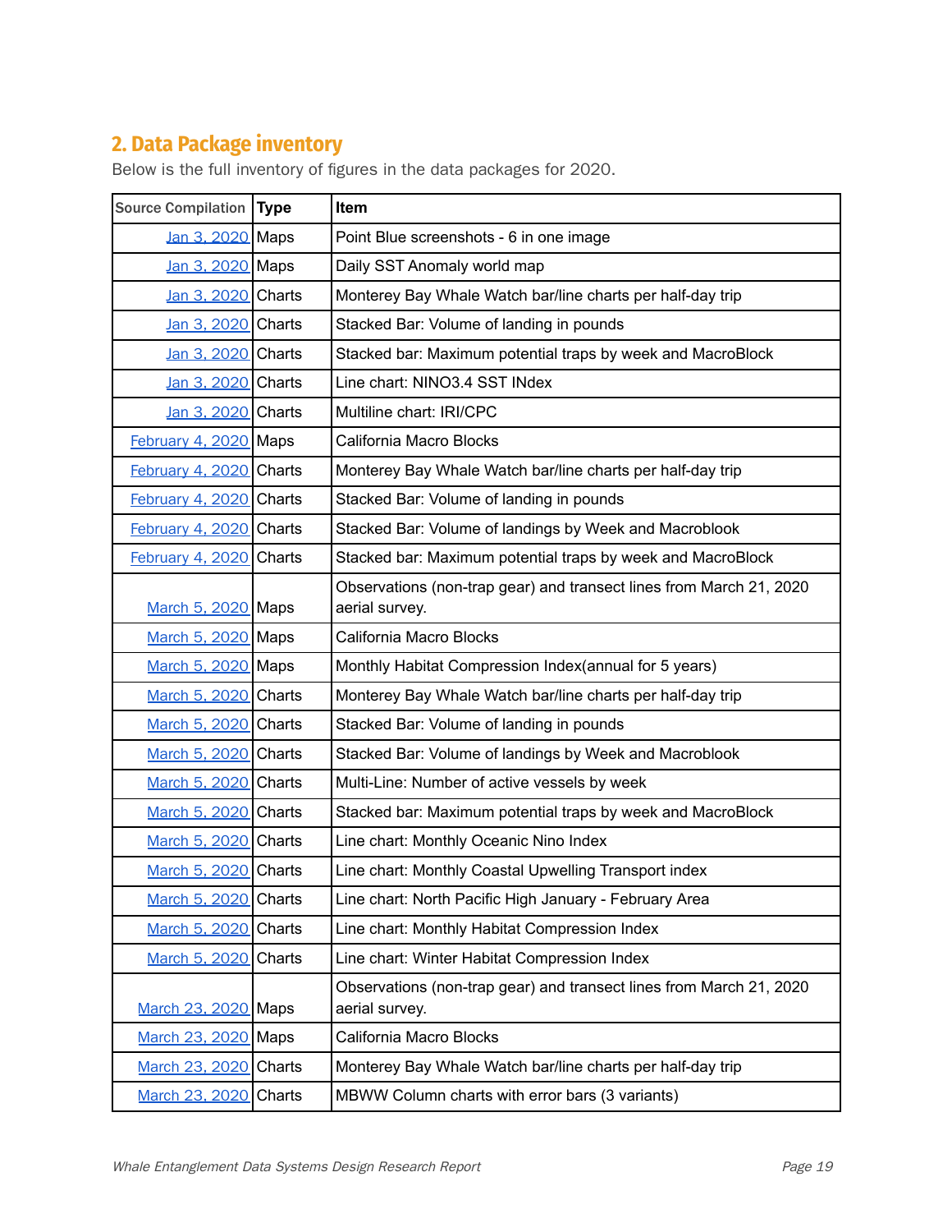## 2. Data Package inventory

Below is the full inventory of figures in the data packages for 2020.

| Source Compilation | Type | Item |
|---|---|---|
| Jan 3, 2020 | Maps | Point Blue screenshots - 6 in one image |
| Jan 3, 2020 | Maps | Daily SST Anomaly world map |
| Jan 3, 2020 | Charts | Monterey Bay Whale Watch bar/line charts per half-day trip |
| Jan 3, 2020 | Charts | Stacked Bar: Volume of landing in pounds |
| Jan 3, 2020 | Charts | Stacked bar: Maximum potential traps by week and MacroBlock |
| Jan 3, 2020 | Charts | Line chart: NINO3.4 SST INdex |
| Jan 3, 2020 | Charts | Multiline chart: IRI/CPC |
| February 4, 2020 | Maps | California Macro Blocks |
| February 4, 2020 | Charts | Monterey Bay Whale Watch bar/line charts per half-day trip |
| February 4, 2020 | Charts | Stacked Bar: Volume of landing in pounds |
| February 4, 2020 | Charts | Stacked Bar: Volume of landings by Week and Macroblook |
| February 4, 2020 | Charts | Stacked bar: Maximum potential traps by week and MacroBlock |
| March 5, 2020 | Maps | Observations (non-trap gear) and transect lines from March 21, 2020 aerial survey. |
| March 5, 2020 | Maps | California Macro Blocks |
| March 5, 2020 | Maps | Monthly Habitat Compression Index(annual for 5 years) |
| March 5, 2020 | Charts | Monterey Bay Whale Watch bar/line charts per half-day trip |
| March 5, 2020 | Charts | Stacked Bar: Volume of landing in pounds |
| March 5, 2020 | Charts | Stacked Bar: Volume of landings by Week and Macroblook |
| March 5, 2020 | Charts | Multi-Line: Number of active vessels by week |
| March 5, 2020 | Charts | Stacked bar: Maximum potential traps by week and MacroBlock |
| March 5, 2020 | Charts | Line chart: Monthly Oceanic Nino Index |
| March 5, 2020 | Charts | Line chart: Monthly Coastal Upwelling Transport index |
| March 5, 2020 | Charts | Line chart: North Pacific High January - February Area |
| March 5, 2020 | Charts | Line chart: Monthly Habitat Compression Index |
| March 5, 2020 | Charts | Line chart: Winter Habitat Compression Index |
| March 23, 2020 | Maps | Observations (non-trap gear) and transect lines from March 21, 2020 aerial survey. |
| March 23, 2020 | Maps | California Macro Blocks |
| March 23, 2020 | Charts | Monterey Bay Whale Watch bar/line charts per half-day trip |
| March 23, 2020 | Charts | MBWW Column charts with error bars (3 variants) |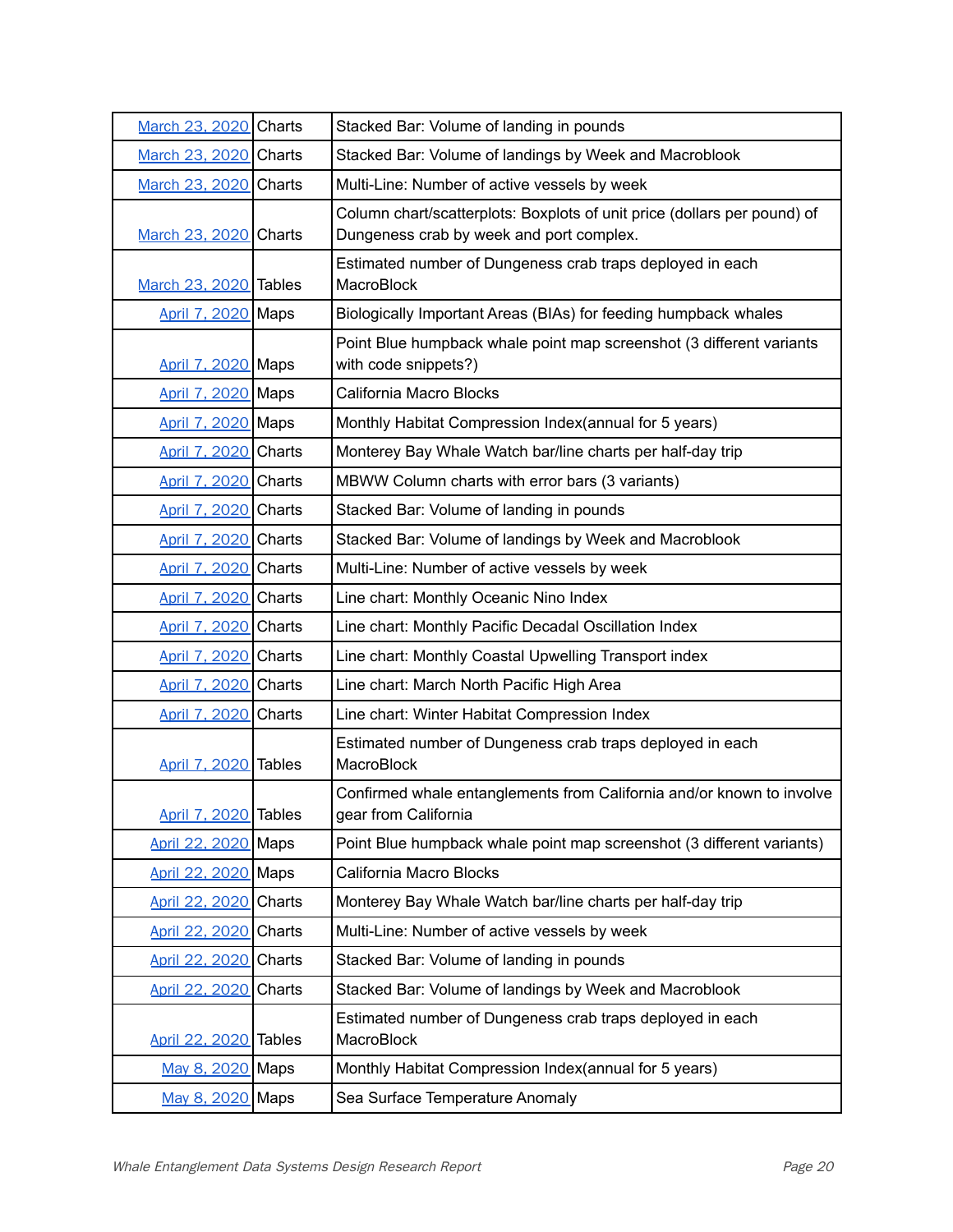| | | |
|---|---|---|
| March 23, 2020 | Charts | Stacked Bar: Volume of landing in pounds |
| March 23, 2020 | Charts | Stacked Bar: Volume of landings by Week and Macroblook |
| March 23, 2020 | Charts | Multi-Line: Number of active vessels by week |
| March 23, 2020 | Charts | Column chart/scatterplots: Boxplots of unit price (dollars per pound) of Dungeness crab by week and port complex. |
| March 23, 2020 | Tables | Estimated number of Dungeness crab traps deployed in each MacroBlock |
| April 7, 2020 | Maps | Biologically Important Areas (BIAs) for feeding humpback whales |
| April 7, 2020 | Maps | Point Blue humpback whale point map screenshot (3 different variants with code snippets?) |
| April 7, 2020 | Maps | California Macro Blocks |
| April 7, 2020 | Maps | Monthly Habitat Compression Index(annual for 5 years) |
| April 7, 2020 | Charts | Monterey Bay Whale Watch bar/line charts per half-day trip |
| April 7, 2020 | Charts | MBWW Column charts with error bars (3 variants) |
| April 7, 2020 | Charts | Stacked Bar: Volume of landing in pounds |
| April 7, 2020 | Charts | Stacked Bar: Volume of landings by Week and Macroblook |
| April 7, 2020 | Charts | Multi-Line: Number of active vessels by week |
| April 7, 2020 | Charts | Line chart: Monthly Oceanic Nino Index |
| April 7, 2020 | Charts | Line chart: Monthly Pacific Decadal Oscillation Index |
| April 7, 2020 | Charts | Line chart: Monthly Coastal Upwelling Transport index |
| April 7, 2020 | Charts | Line chart: March North Pacific High Area |
| April 7, 2020 | Charts | Line chart: Winter Habitat Compression Index |
| April 7, 2020 | Tables | Estimated number of Dungeness crab traps deployed in each MacroBlock |
| April 7, 2020 | Tables | Confirmed whale entanglements from California and/or known to involve gear from California |
| April 22, 2020 | Maps | Point Blue humpback whale point map screenshot (3 different variants) |
| April 22, 2020 | Maps | California Macro Blocks |
| April 22, 2020 | Charts | Monterey Bay Whale Watch bar/line charts per half-day trip |
| April 22, 2020 | Charts | Multi-Line: Number of active vessels by week |
| April 22, 2020 | Charts | Stacked Bar: Volume of landing in pounds |
| April 22, 2020 | Charts | Stacked Bar: Volume of landings by Week and Macroblook |
| April 22, 2020 | Tables | Estimated number of Dungeness crab traps deployed in each MacroBlock |
| May 8, 2020 | Maps | Monthly Habitat Compression Index(annual for 5 years) |
| May 8, 2020 | Maps | Sea Surface Temperature Anomaly |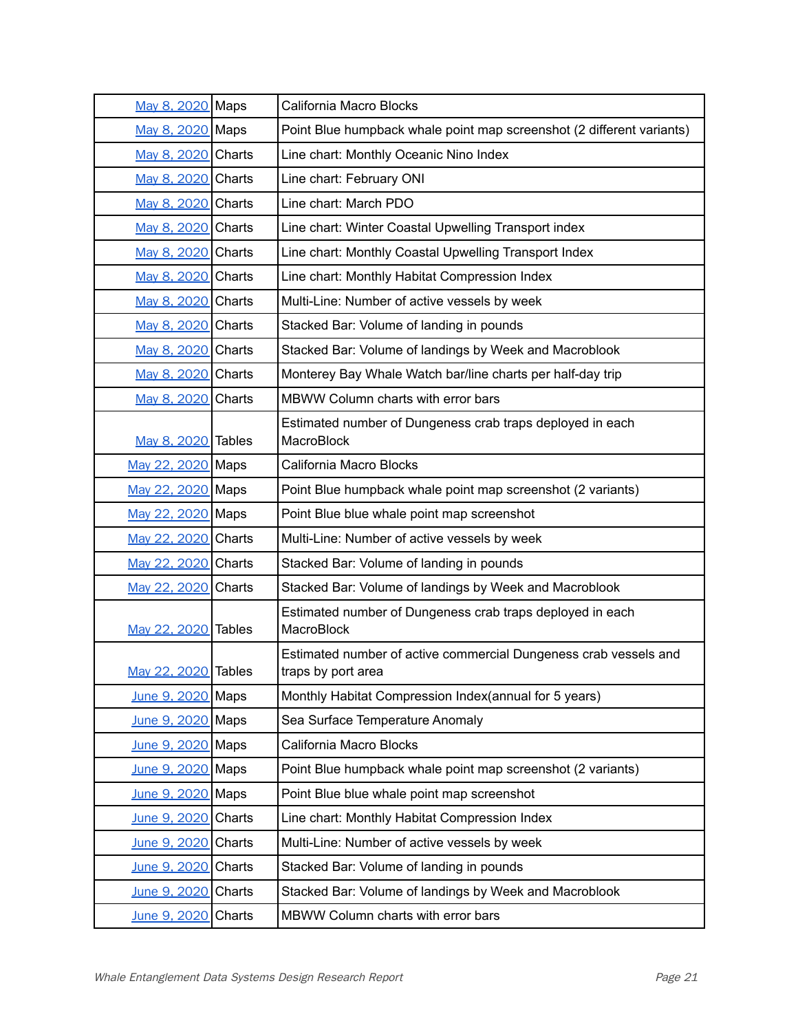| May 8, 2020 | Maps | California Macro Blocks |
|---|---|---|
| May 8, 2020 | Maps | Point Blue humpback whale point map screenshot (2 different variants) |
| May 8, 2020 | Charts | Line chart: Monthly Oceanic Nino Index |
| May 8, 2020 | Charts | Line chart: February ONI |
| May 8, 2020 | Charts | Line chart: March PDO |
| May 8, 2020 | Charts | Line chart: Winter Coastal Upwelling Transport index |
| May 8, 2020 | Charts | Line chart: Monthly Coastal Upwelling Transport Index |
| May 8, 2020 | Charts | Line chart: Monthly Habitat Compression Index |
| May 8, 2020 | Charts | Multi-Line: Number of active vessels by week |
| May 8, 2020 | Charts | Stacked Bar: Volume of landing in pounds |
| May 8, 2020 | Charts | Stacked Bar: Volume of landings by Week and Macroblook |
| May 8, 2020 | Charts | Monterey Bay Whale Watch bar/line charts per half-day trip |
| May 8, 2020 | Charts | MBWW Column charts with error bars |
| May 8, 2020 | Tables | Estimated number of Dungeness crab traps deployed in each MacroBlock |
| May 22, 2020 | Maps | California Macro Blocks |
| May 22, 2020 | Maps | Point Blue humpback whale point map screenshot (2 variants) |
| May 22, 2020 | Maps | Point Blue blue whale point map screenshot |
| May 22, 2020 | Charts | Multi-Line: Number of active vessels by week |
| May 22, 2020 | Charts | Stacked Bar: Volume of landing in pounds |
| May 22, 2020 | Charts | Stacked Bar: Volume of landings by Week and Macroblook |
| May 22, 2020 | Tables | Estimated number of Dungeness crab traps deployed in each MacroBlock |
| May 22, 2020 | Tables | Estimated number of active commercial Dungeness crab vessels and traps by port area |
| June 9, 2020 | Maps | Monthly Habitat Compression Index(annual for 5 years) |
| June 9, 2020 | Maps | Sea Surface Temperature Anomaly |
| June 9, 2020 | Maps | California Macro Blocks |
| June 9, 2020 | Maps | Point Blue humpback whale point map screenshot (2 variants) |
| June 9, 2020 | Maps | Point Blue blue whale point map screenshot |
| June 9, 2020 | Charts | Line chart: Monthly Habitat Compression Index |
| June 9, 2020 | Charts | Multi-Line: Number of active vessels by week |
| June 9, 2020 | Charts | Stacked Bar: Volume of landing in pounds |
| June 9, 2020 | Charts | Stacked Bar: Volume of landings by Week and Macroblook |
| June 9, 2020 | Charts | MBWW Column charts with error bars |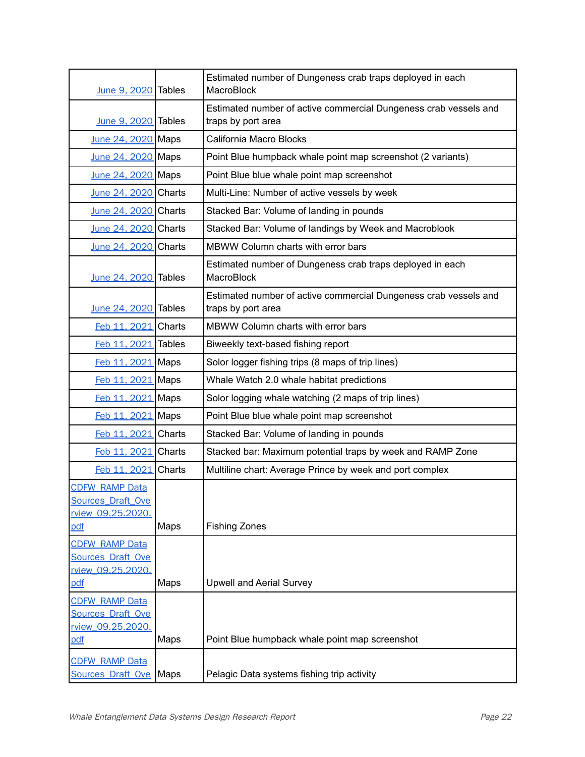| | | |
|---|---|---|
| June 9, 2020 | Tables | Estimated number of Dungeness crab traps deployed in each MacroBlock |
| June 9, 2020 | Tables | Estimated number of active commercial Dungeness crab vessels and traps by port area |
| June 24, 2020 | Maps | California Macro Blocks |
| June 24, 2020 | Maps | Point Blue humpback whale point map screenshot (2 variants) |
| June 24, 2020 | Maps | Point Blue blue whale point map screenshot |
| June 24, 2020 | Charts | Multi-Line: Number of active vessels by week |
| June 24, 2020 | Charts | Stacked Bar: Volume of landing in pounds |
| June 24, 2020 | Charts | Stacked Bar: Volume of landings by Week and Macroblook |
| June 24, 2020 | Charts | MBWW Column charts with error bars |
| June 24, 2020 | Tables | Estimated number of Dungeness crab traps deployed in each MacroBlock |
| June 24, 2020 | Tables | Estimated number of active commercial Dungeness crab vessels and traps by port area |
| Feb 11, 2021 | Charts | MBWW Column charts with error bars |
| Feb 11, 2021 | Tables | Biweekly text-based fishing report |
| Feb 11, 2021 | Maps | Solor logger fishing trips (8 maps of trip lines) |
| Feb 11, 2021 | Maps | Whale Watch 2.0 whale habitat predictions |
| Feb 11, 2021 | Maps | Solor logging whale watching (2 maps of trip lines) |
| Feb 11, 2021 | Maps | Point Blue blue whale point map screenshot |
| Feb 11, 2021 | Charts | Stacked Bar: Volume of landing in pounds |
| Feb 11, 2021 | Charts | Stacked bar: Maximum potential traps by week and RAMP Zone |
| Feb 11, 2021 | Charts | Multiline chart: Average Prince by week and port complex |
| CDFW_RAMP Data Sources_Draft_Overview_09.25.2020.pdf | Maps | Fishing Zones |
| CDFW_RAMP Data Sources_Draft_Overview_09.25.2020.pdf | Maps | Upwell and Aerial Survey |
| CDFW_RAMP Data Sources_Draft_Overview_09.25.2020.pdf | Maps | Point Blue humpback whale point map screenshot |
| CDFW_RAMP Data Sources_Draft_Ove | Maps | Pelagic Data systems fishing trip activity |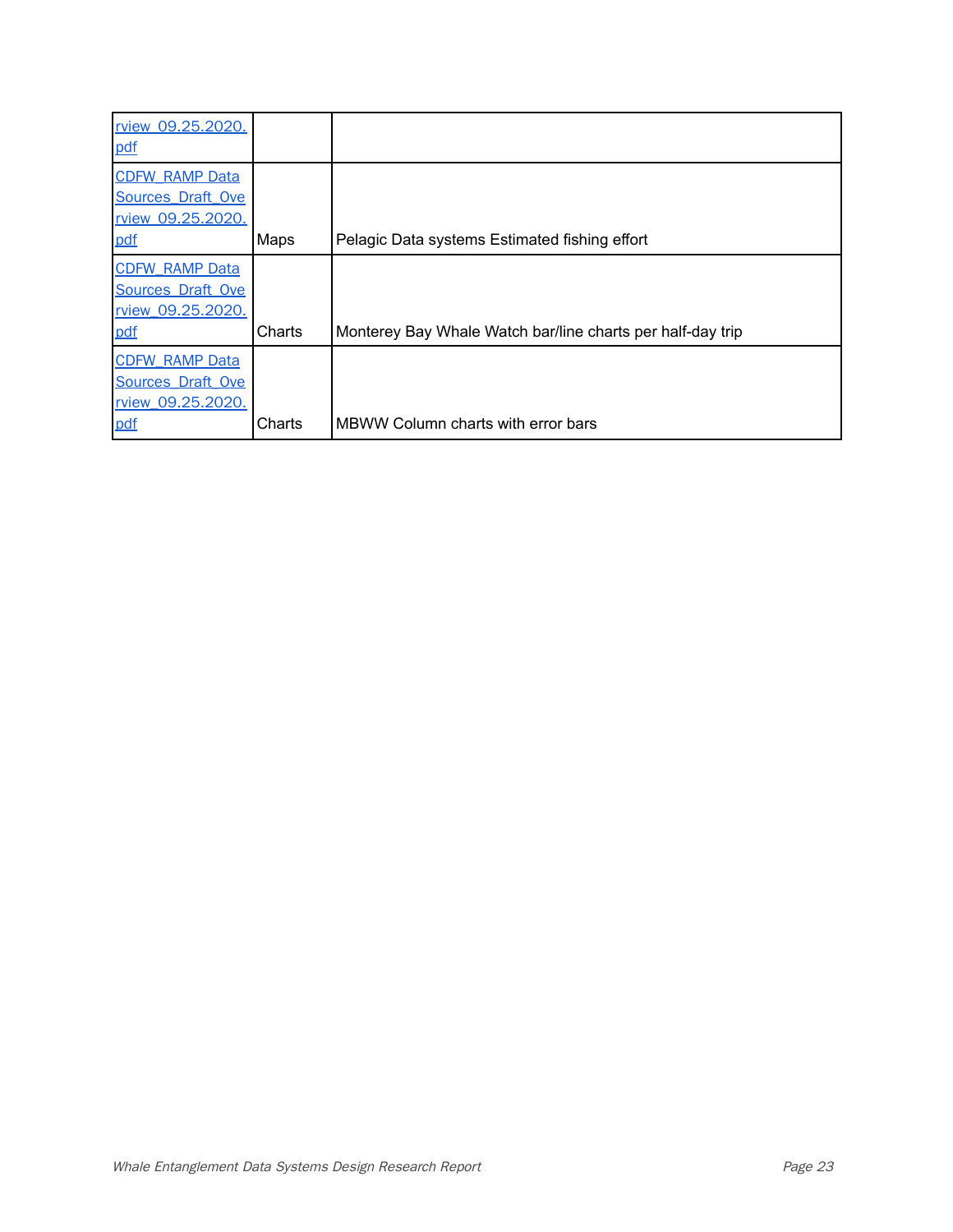| | | |
|---|---|---|
| rview_09.25.2020.pdf | | |
| CDFW_RAMP Data Sources_Draft_Overview_09.25.2020.pdf | Maps | Pelagic Data systems Estimated fishing effort |
| CDFW_RAMP Data Sources_Draft_Overview_09.25.2020.pdf | Charts | Monterey Bay Whale Watch bar/line charts per half-day trip |
| CDFW_RAMP Data Sources_Draft_Overview_09.25.2020.pdf | Charts | MBWW Column charts with error bars |